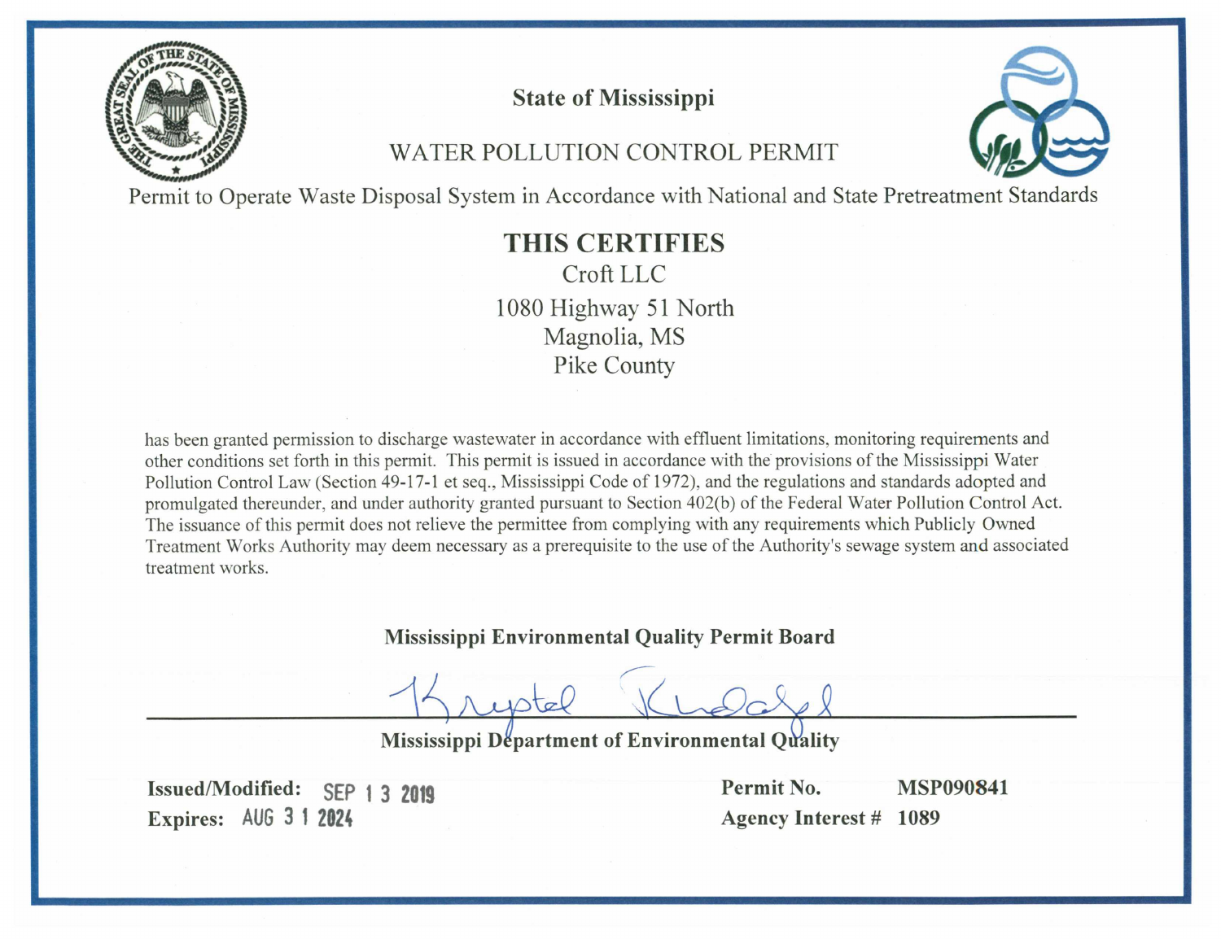# State of Mississippi

## WATER POLLUTION CONTROL PERMIT

Permit to Operate Waste Disposal System in Accordance with National and State Pretreatment Standards

## THIS CERTIFIES

Croft LLC
1080 Highway 51 North
Magnolia, MS
Pike County

has been granted permission to discharge wastewater in accordance with effluent limitations, monitoring requirements and other conditions set forth in this permit. This permit is issued in accordance with the provisions of the Mississippi Water Pollution Control Law (Section 49-17-1 et seq., Mississippi Code of 1972), and the regulations and standards adopted and promulgated thereunder, and under authority granted pursuant to Section 402(b) of the Federal Water Pollution Control Act. The issuance of this permit does not relieve the permittee from complying with any requirements which Publicly Owned Treatment Works Authority may deem necessary as a prerequisite to the use of the Authority's sewage system and associated treatment works.

**Mississippi Environmental Quality Permit Board**

**Mississippi Department of Environmental Quality**

**Issued/Modified:** SEP 13 2019
**Expires:** AUG 31 2024

**Permit No.** **MSP090841**
**Agency Interest #** **1089**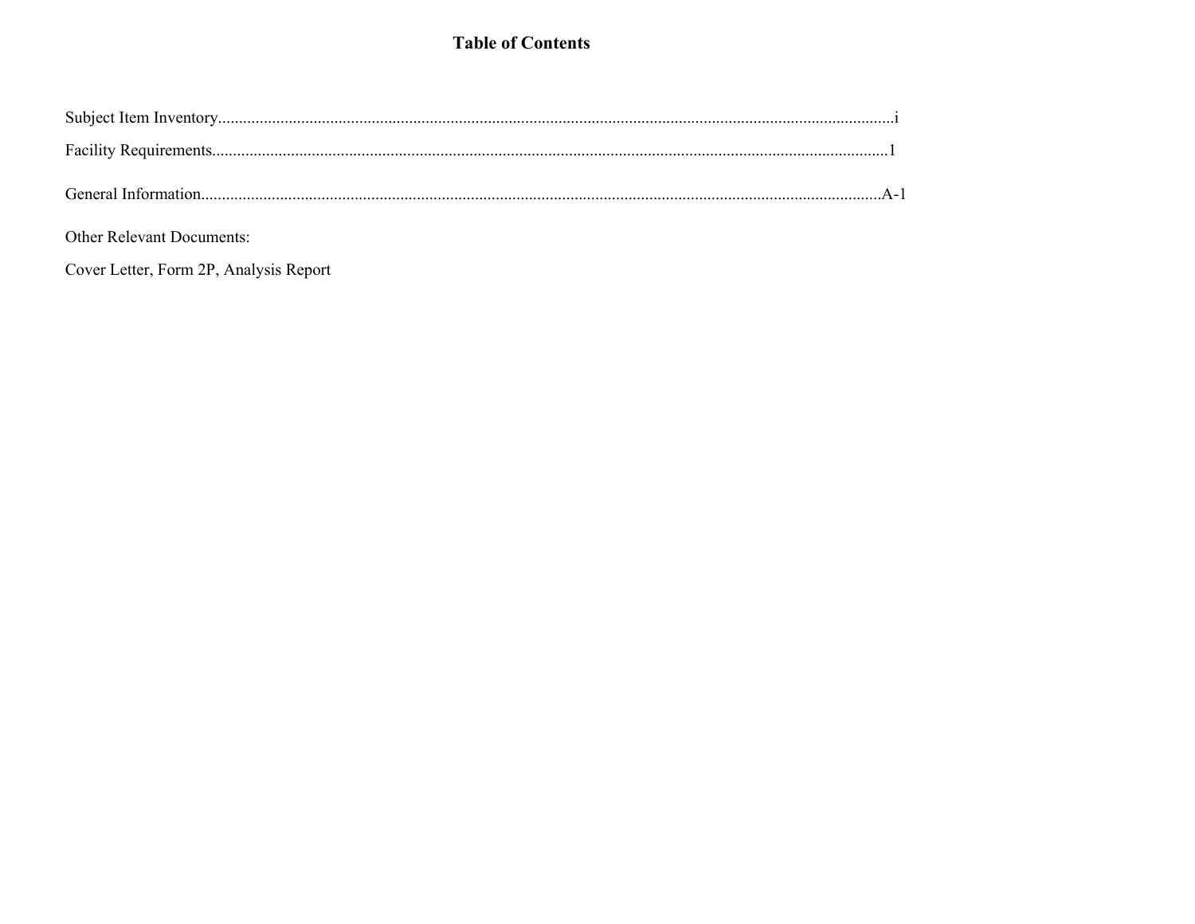# Table of Contents

Subject Item Inventory.....................................................................................................................................................i

Facility Requirements.....................................................................................................................................................1

General Information.....................................................................................................................................................A-1

Other Relevant Documents:

Cover Letter, Form 2P, Analysis Report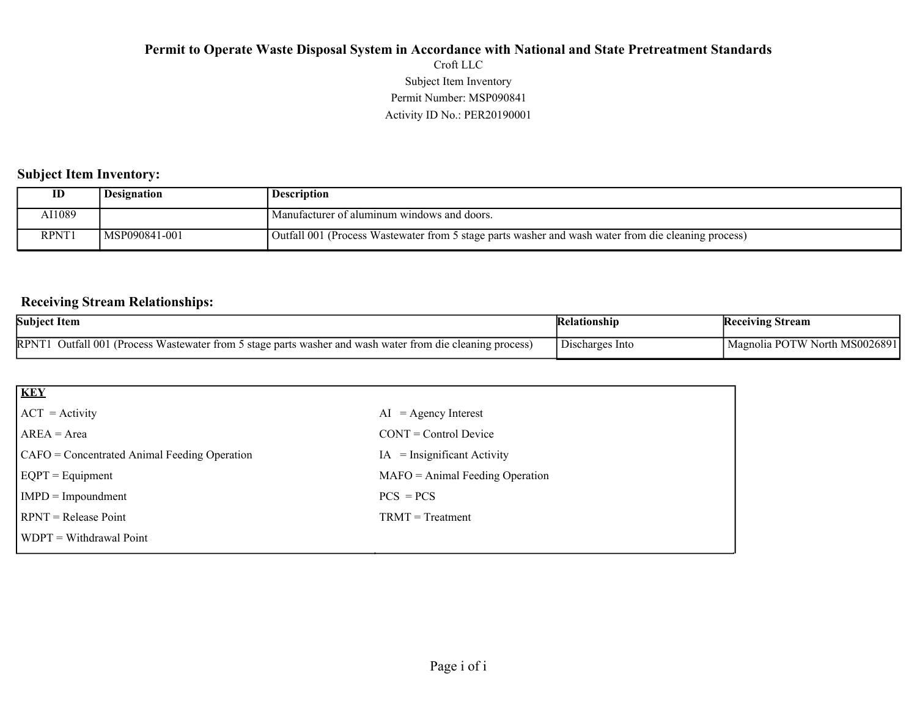# Permit to Operate Waste Disposal System in Accordance with National and State Pretreatment Standards

Croft LLC

Subject Item Inventory

Permit Number: MSP090841

Activity ID No.: PER20190001

## Subject Item Inventory:

| ID | Designation | Description |
|---|---|---|
| AI1089 | | Manufacturer of aluminum windows and doors. |
| RPNT1 | MSP090841-001 | Outfall 001 (Process Wastewater from 5 stage parts washer and wash water from die cleaning process) |

## Receiving Stream Relationships:

| Subject Item | Relationship | Receiving Stream |
|---|---|---|
| RPNT1 Outfall 001 (Process Wastewater from 5 stage parts washer and wash water from die cleaning process) | Discharges Into | Magnolia POTW North MS0026891 |

| KEY | |
|---|---|
| ACT = Activity | AI = Agency Interest |
| AREA = Area | CONT = Control Device |
| CAFO = Concentrated Animal Feeding Operation | IA = Insignificant Activity |
| EQPT = Equipment | MAFO = Animal Feeding Operation |
| IMPD = Impoundment | PCS = PCS |
| RPNT = Release Point | TRMT = Treatment |
| WDPT = Withdrawal Point | |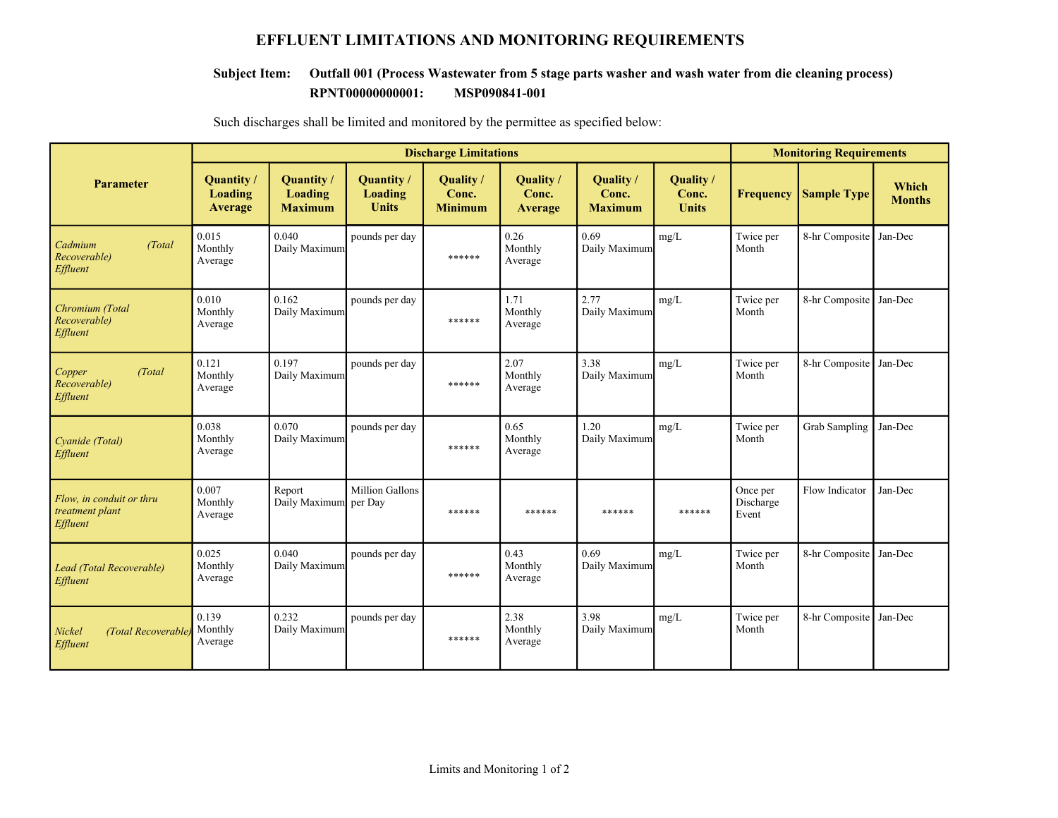# EFFLUENT LIMITATIONS AND MONITORING REQUIREMENTS

**Subject Item: Outfall 001 (Process Wastewater from 5 stage parts washer and wash water from die cleaning process)**
**RPNT00000000001: MSP090841-001**

Such discharges shall be limited and monitored by the permittee as specified below:

| Parameter | Discharge Limitations | | | | | | | Monitoring Requirements | | |
|---|---|---|---|---|---|---|---|---|---|---|
| | Quantity / Loading Average | Quantity / Loading Maximum | Quantity / Loading Units | Quality / Conc. Minimum | Quality / Conc. Average | Quality / Conc. Maximum | Quality / Conc. Units | Frequency | Sample Type | Which Months |
| *Cadmium (Total Recoverable) Effluent* | 0.015 Monthly Average | 0.040 Daily Maximum | pounds per day | ****** | 0.26 Monthly Average | 0.69 Daily Maximum | mg/L | Twice per Month | 8-hr Composite | Jan-Dec |
| *Chromium (Total Recoverable) Effluent* | 0.010 Monthly Average | 0.162 Daily Maximum | pounds per day | ****** | 1.71 Monthly Average | 2.77 Daily Maximum | mg/L | Twice per Month | 8-hr Composite | Jan-Dec |
| *Copper (Total Recoverable) Effluent* | 0.121 Monthly Average | 0.197 Daily Maximum | pounds per day | ****** | 2.07 Monthly Average | 3.38 Daily Maximum | mg/L | Twice per Month | 8-hr Composite | Jan-Dec |
| *Cyanide (Total) Effluent* | 0.038 Monthly Average | 0.070 Daily Maximum | pounds per day | ****** | 0.65 Monthly Average | 1.20 Daily Maximum | mg/L | Twice per Month | Grab Sampling | Jan-Dec |
| *Flow, in conduit or thru treatment plant Effluent* | 0.007 Monthly Average | Report Daily Maximum | Million Gallons per Day | ****** | ****** | ****** | ****** | Once per Discharge Event | Flow Indicator | Jan-Dec |
| *Lead (Total Recoverable) Effluent* | 0.025 Monthly Average | 0.040 Daily Maximum | pounds per day | ****** | 0.43 Monthly Average | 0.69 Daily Maximum | mg/L | Twice per Month | 8-hr Composite | Jan-Dec |
| *Nickel (Total Recoverable) Effluent* | 0.139 Monthly Average | 0.232 Daily Maximum | pounds per day | ****** | 2.38 Monthly Average | 3.98 Daily Maximum | mg/L | Twice per Month | 8-hr Composite | Jan-Dec |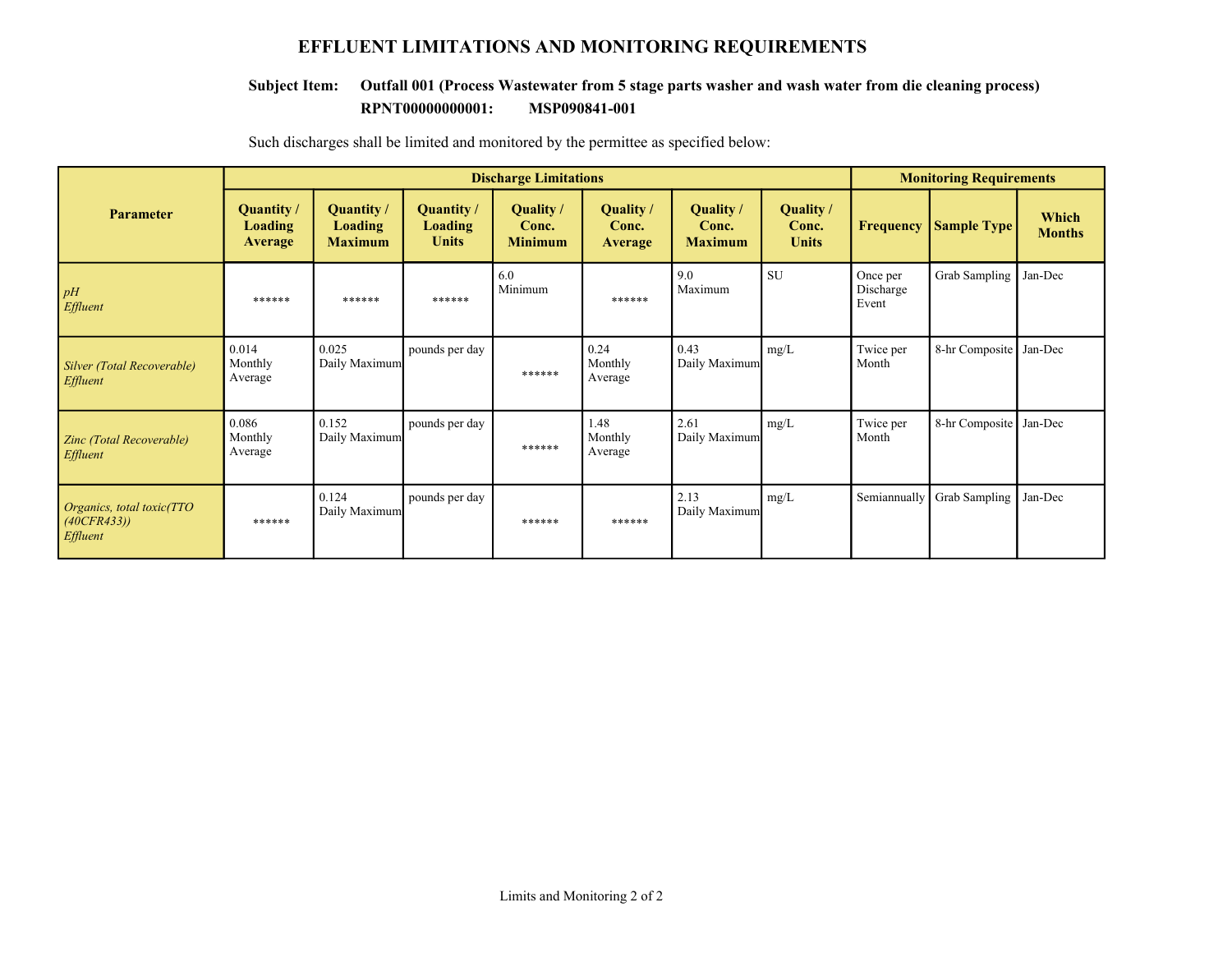# EFFLUENT LIMITATIONS AND MONITORING REQUIREMENTS

**Subject Item: Outfall 001 (Process Wastewater from 5 stage parts washer and wash water from die cleaning process)**
**RPNT00000000001: MSP090841-001**

Such discharges shall be limited and monitored by the permittee as specified below:

| Parameter | Discharge Limitations | | | | | | | Monitoring Requirements | | |
|---|---|---|---|---|---|---|---|---|---|---|
| | Quantity / Loading Average | Quantity / Loading Maximum | Quantity / Loading Units | Quality / Conc. Minimum | Quality / Conc. Average | Quality / Conc. Maximum | Quality / Conc. Units | Frequency | Sample Type | Which Months |
| *pH Effluent* | ****** | ****** | ****** | 6.0 Minimum | ****** | 9.0 Maximum | SU | Once per Discharge Event | Grab Sampling | Jan-Dec |
| *Silver (Total Recoverable) Effluent* | 0.014 Monthly Average | 0.025 Daily Maximum | pounds per day | ****** | 0.24 Monthly Average | 0.43 Daily Maximum | mg/L | Twice per Month | 8-hr Composite | Jan-Dec |
| *Zinc (Total Recoverable) Effluent* | 0.086 Monthly Average | 0.152 Daily Maximum | pounds per day | ****** | 1.48 Monthly Average | 2.61 Daily Maximum | mg/L | Twice per Month | 8-hr Composite | Jan-Dec |
| *Organics, total toxic(TTO (40CFR433)) Effluent* | ****** | 0.124 Daily Maximum | pounds per day | ****** | ****** | 2.13 Daily Maximum | mg/L | Semiannually | Grab Sampling | Jan-Dec |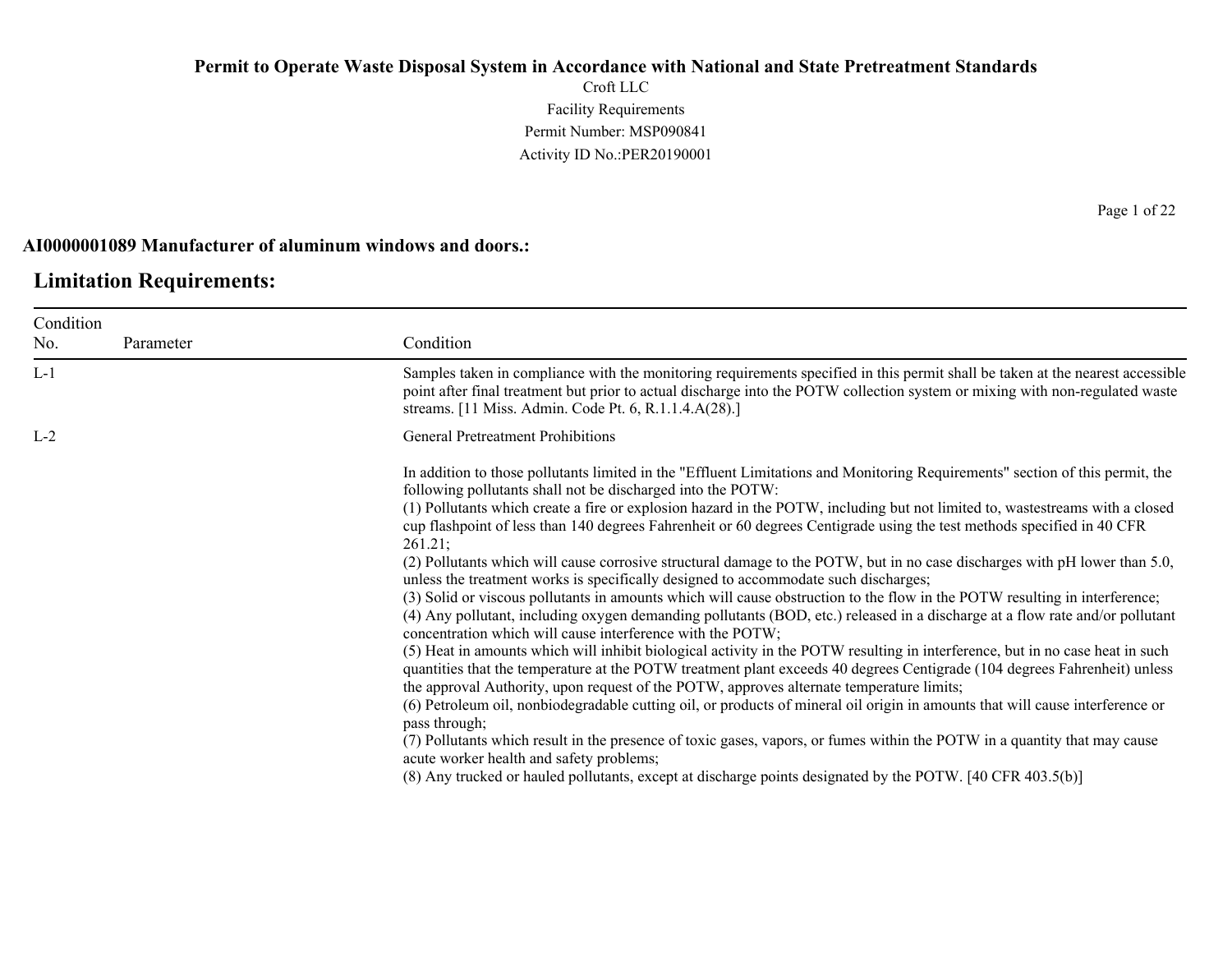**Permit to Operate Waste Disposal System in Accordance with National and State Pretreatment Standards**

Croft LLC

Facility Requirements

Permit Number: MSP090841

Activity ID No.:PER20190001

**AI0000001089 Manufacturer of aluminum windows and doors.:**

## Limitation Requirements:

| Condition No. | Parameter | Condition |
|---|---|---|
| L-1 | | Samples taken in compliance with the monitoring requirements specified in this permit shall be taken at the nearest accessible point after final treatment but prior to actual discharge into the POTW collection system or mixing with non-regulated waste streams. [11 Miss. Admin. Code Pt. 6, R.1.1.4.A(28).] |
| L-2 | | General Pretreatment Prohibitions<br><br>In addition to those pollutants limited in the "Effluent Limitations and Monitoring Requirements" section of this permit, the following pollutants shall not be discharged into the POTW:<br>(1) Pollutants which create a fire or explosion hazard in the POTW, including but not limited to, wastestreams with a closed cup flashpoint of less than 140 degrees Fahrenheit or 60 degrees Centigrade using the test methods specified in 40 CFR 261.21;<br>(2) Pollutants which will cause corrosive structural damage to the POTW, but in no case discharges with pH lower than 5.0, unless the treatment works is specifically designed to accommodate such discharges;<br>(3) Solid or viscous pollutants in amounts which will cause obstruction to the flow in the POTW resulting in interference;<br>(4) Any pollutant, including oxygen demanding pollutants (BOD, etc.) released in a discharge at a flow rate and/or pollutant concentration which will cause interference with the POTW;<br>(5) Heat in amounts which will inhibit biological activity in the POTW resulting in interference, but in no case heat in such quantities that the temperature at the POTW treatment plant exceeds 40 degrees Centigrade (104 degrees Fahrenheit) unless the approval Authority, upon request of the POTW, approves alternate temperature limits;<br>(6) Petroleum oil, nonbiodegradable cutting oil, or products of mineral oil origin in amounts that will cause interference or pass through;<br>(7) Pollutants which result in the presence of toxic gases, vapors, or fumes within the POTW in a quantity that may cause acute worker health and safety problems;<br>(8) Any trucked or hauled pollutants, except at discharge points designated by the POTW. [40 CFR 403.5(b)] |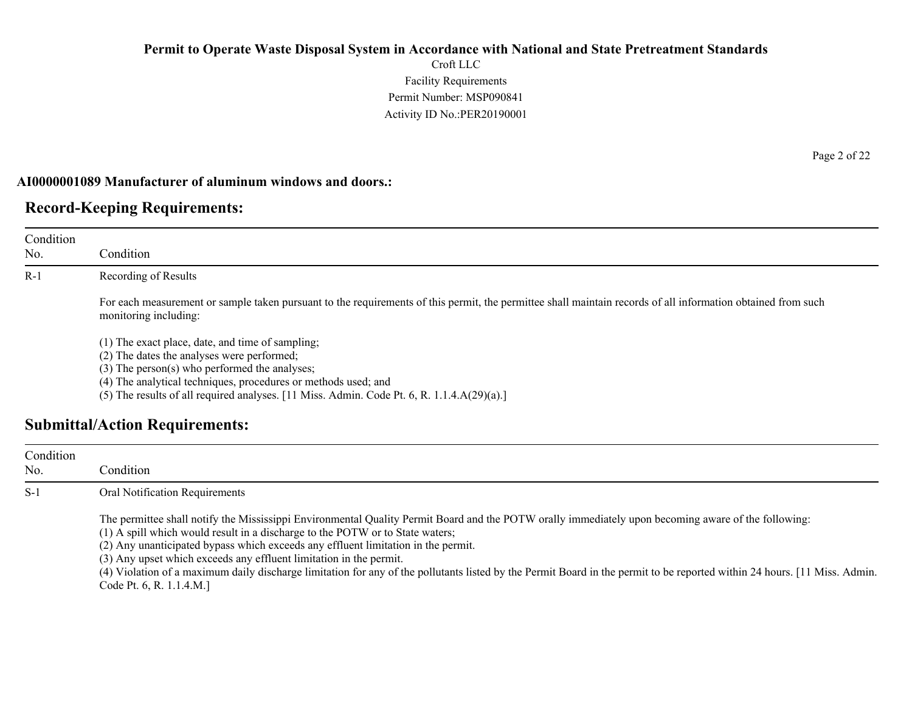**AI0000001089 Manufacturer of aluminum windows and doors.:**

## Record-Keeping Requirements:

| Condition No. | Condition |
|---|---|
| R-1 | Recording of Results<br><br>For each measurement or sample taken pursuant to the requirements of this permit, the permittee shall maintain records of all information obtained from such monitoring including:<br><br>(1) The exact place, date, and time of sampling;<br>(2) The dates the analyses were performed;<br>(3) The person(s) who performed the analyses;<br>(4) The analytical techniques, procedures or methods used; and<br>(5) The results of all required analyses. [11 Miss. Admin. Code Pt. 6, R. 1.1.4.A(29)(a).] |

## Submittal/Action Requirements:

| Condition No. | Condition |
|---|---|
| S-1 | Oral Notification Requirements<br><br>The permittee shall notify the Mississippi Environmental Quality Permit Board and the POTW orally immediately upon becoming aware of the following:<br>(1) A spill which would result in a discharge to the POTW or to State waters;<br>(2) Any unanticipated bypass which exceeds any effluent limitation in the permit.<br>(3) Any upset which exceeds any effluent limitation in the permit.<br>(4) Violation of a maximum daily discharge limitation for any of the pollutants listed by the Permit Board in the permit to be reported within 24 hours. [11 Miss. Admin. Code Pt. 6, R. 1.1.4.M.] |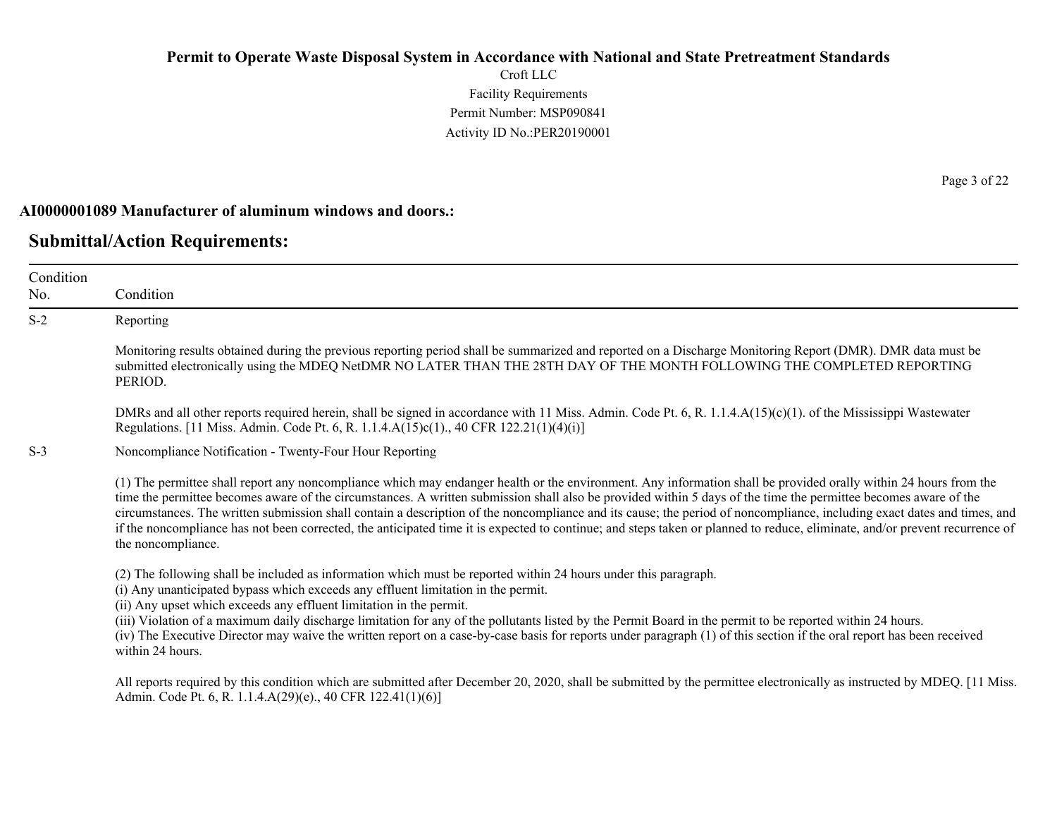**AI0000001089 Manufacturer of aluminum windows and doors.:**

## Submittal/Action Requirements:

| Condition No. | Condition |
|---|---|
| S-2 | Reporting<br><br>Monitoring results obtained during the previous reporting period shall be summarized and reported on a Discharge Monitoring Report (DMR). DMR data must be submitted electronically using the MDEQ NetDMR NO LATER THAN THE 28TH DAY OF THE MONTH FOLLOWING THE COMPLETED REPORTING PERIOD.<br><br>DMRs and all other reports required herein, shall be signed in accordance with 11 Miss. Admin. Code Pt. 6, R. 1.1.4.A(15)(c)(1). of the Mississippi Wastewater Regulations. [11 Miss. Admin. Code Pt. 6, R. 1.1.4.A(15)c(1)., 40 CFR 122.21(1)(4)(i)] |
| S-3 | Noncompliance Notification - Twenty-Four Hour Reporting<br><br>(1) The permittee shall report any noncompliance which may endanger health or the environment. Any information shall be provided orally within 24 hours from the time the permittee becomes aware of the circumstances. A written submission shall also be provided within 5 days of the time the permittee becomes aware of the circumstances. The written submission shall contain a description of the noncompliance and its cause; the period of noncompliance, including exact dates and times, and if the noncompliance has not been corrected, the anticipated time it is expected to continue; and steps taken or planned to reduce, eliminate, and/or prevent recurrence of the noncompliance.<br><br>(2) The following shall be included as information which must be reported within 24 hours under this paragraph.<br>(i) Any unanticipated bypass which exceeds any effluent limitation in the permit.<br>(ii) Any upset which exceeds any effluent limitation in the permit.<br>(iii) Violation of a maximum daily discharge limitation for any of the pollutants listed by the Permit Board in the permit to be reported within 24 hours.<br>(iv) The Executive Director may waive the written report on a case-by-case basis for reports under paragraph (1) of this section if the oral report has been received within 24 hours.<br><br>All reports required by this condition which are submitted after December 20, 2020, shall be submitted by the permittee electronically as instructed by MDEQ. [11 Miss. Admin. Code Pt. 6, R. 1.1.4.A(29)(e)., 40 CFR 122.41(1)(6)] |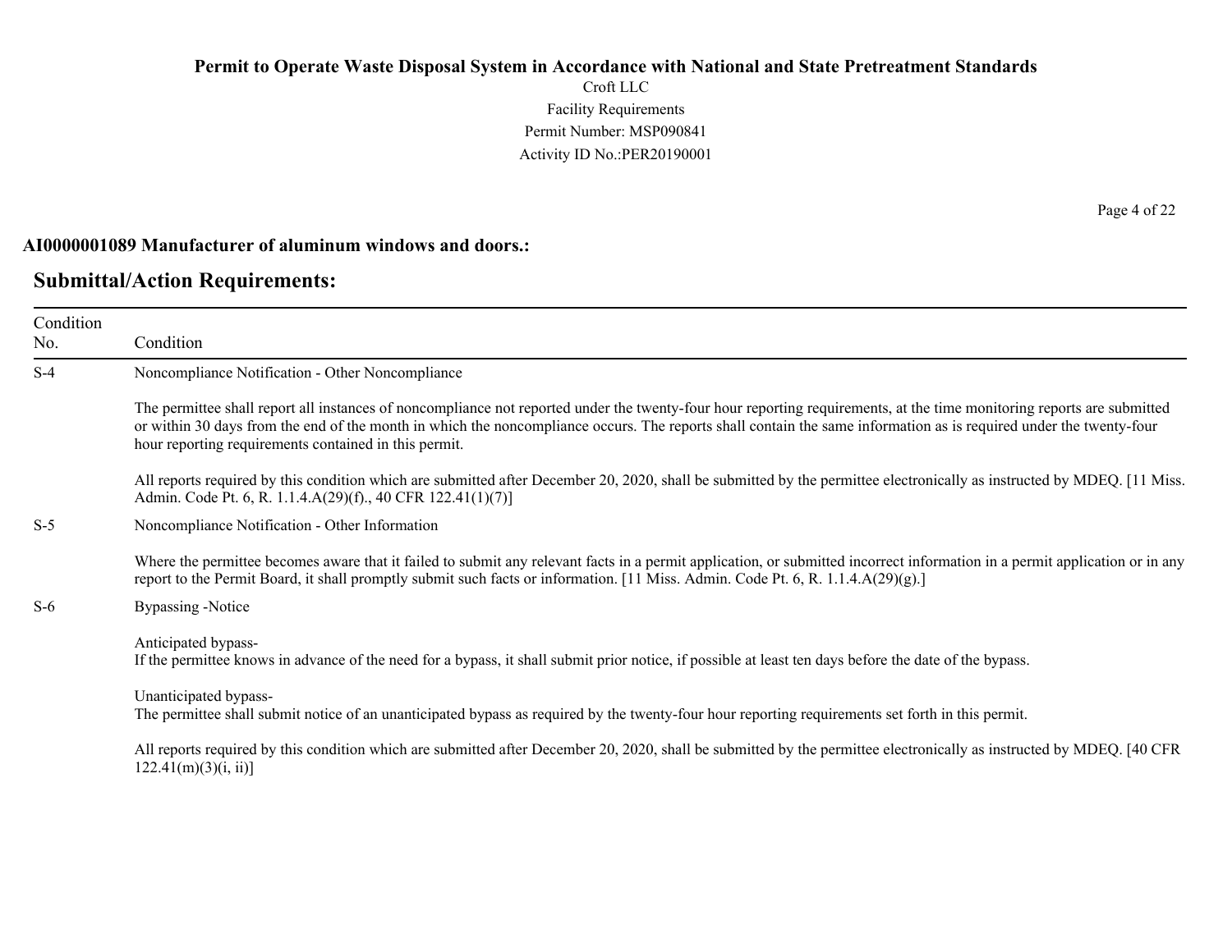**AI0000001089 Manufacturer of aluminum windows and doors.:**

## Submittal/Action Requirements:

| Condition No. | Condition |
|---|---|
| S-4 | Noncompliance Notification - Other Noncompliance<br><br>The permittee shall report all instances of noncompliance not reported under the twenty-four hour reporting requirements, at the time monitoring reports are submitted or within 30 days from the end of the month in which the noncompliance occurs. The reports shall contain the same information as is required under the twenty-four hour reporting requirements contained in this permit.<br><br>All reports required by this condition which are submitted after December 20, 2020, shall be submitted by the permittee electronically as instructed by MDEQ. [11 Miss. Admin. Code Pt. 6, R. 1.1.4.A(29)(f)., 40 CFR 122.41(1)(7)] |
| S-5 | Noncompliance Notification - Other Information<br><br>Where the permittee becomes aware that it failed to submit any relevant facts in a permit application, or submitted incorrect information in a permit application or in any report to the Permit Board, it shall promptly submit such facts or information. [11 Miss. Admin. Code Pt. 6, R. 1.1.4.A(29)(g).] |
| S-6 | Bypassing -Notice<br><br>Anticipated bypass-<br>If the permittee knows in advance of the need for a bypass, it shall submit prior notice, if possible at least ten days before the date of the bypass.<br><br>Unanticipated bypass-<br>The permittee shall submit notice of an unanticipated bypass as required by the twenty-four hour reporting requirements set forth in this permit.<br><br>All reports required by this condition which are submitted after December 20, 2020, shall be submitted by the permittee electronically as instructed by MDEQ. [40 CFR 122.41(m)(3)(i, ii)] |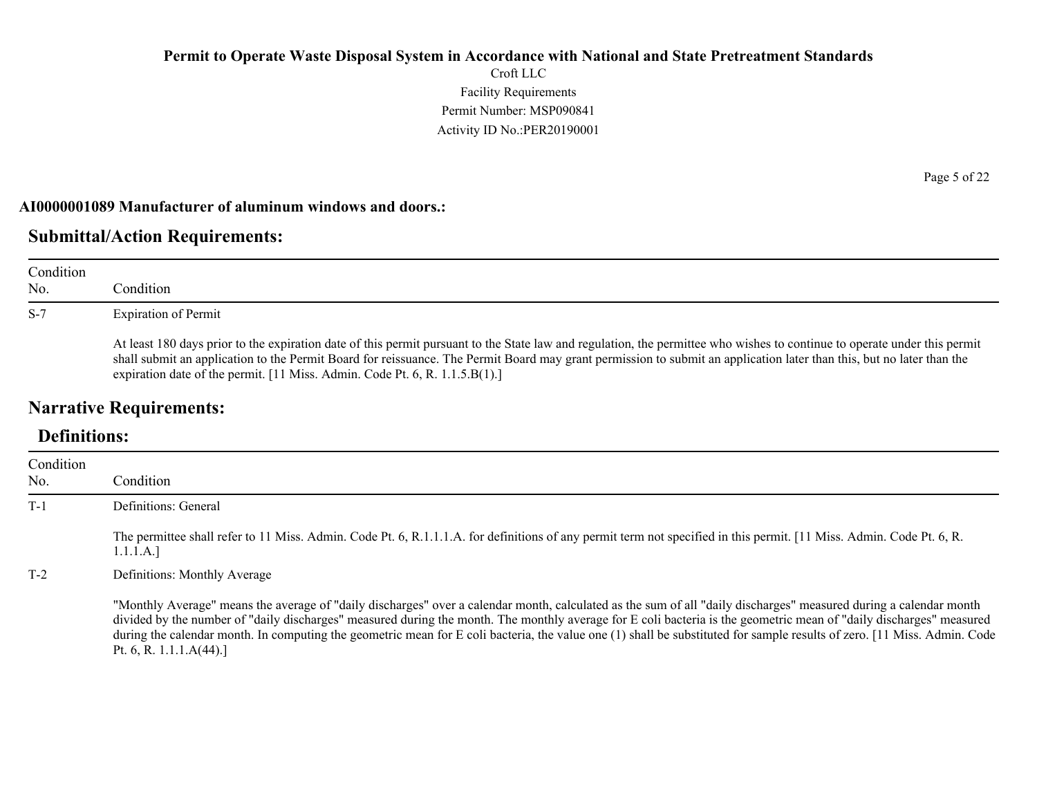**AI0000001089 Manufacturer of aluminum windows and doors.:**

## Submittal/Action Requirements:

| Condition No. | Condition |
| --- | --- |
| S-7 | Expiration of Permit<br><br>At least 180 days prior to the expiration date of this permit pursuant to the State law and regulation, the permittee who wishes to continue to operate under this permit shall submit an application to the Permit Board for reissuance. The Permit Board may grant permission to submit an application later than this, but no later than the expiration date of the permit. [11 Miss. Admin. Code Pt. 6, R. 1.1.5.B(1).] |

## Narrative Requirements:

### Definitions:

| Condition No. | Condition |
| --- | --- |
| T-1 | Definitions: General<br><br>The permittee shall refer to 11 Miss. Admin. Code Pt. 6, R.1.1.1.A. for definitions of any permit term not specified in this permit. [11 Miss. Admin. Code Pt. 6, R. 1.1.1.A.] |
| T-2 | Definitions: Monthly Average<br><br>"Monthly Average" means the average of "daily discharges" over a calendar month, calculated as the sum of all "daily discharges" measured during a calendar month divided by the number of "daily discharges" measured during the month. The monthly average for E coli bacteria is the geometric mean of "daily discharges" measured during the calendar month. In computing the geometric mean for E coli bacteria, the value one (1) shall be substituted for sample results of zero. [11 Miss. Admin. Code Pt. 6, R. 1.1.1.A(44).] |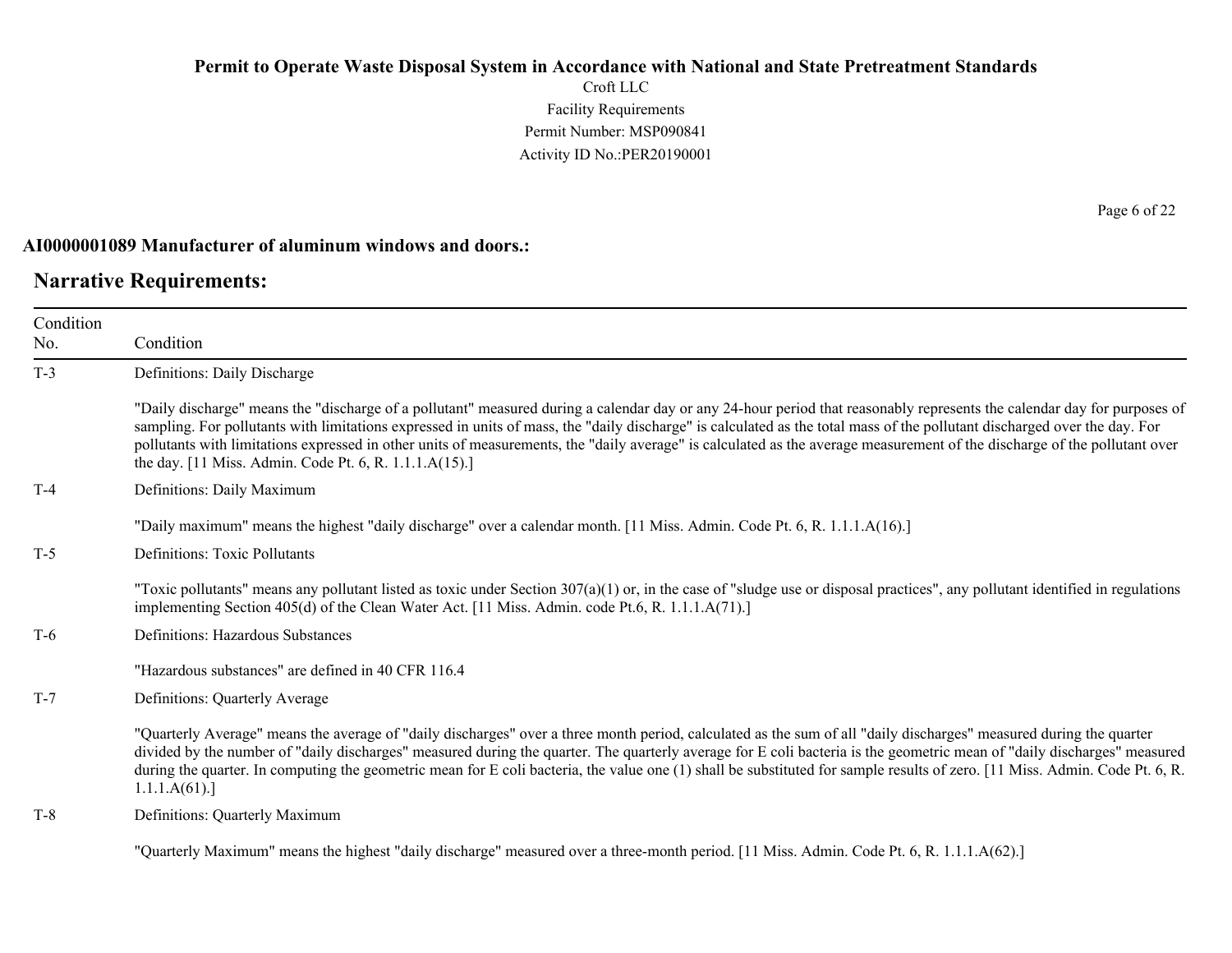**AI0000001089 Manufacturer of aluminum windows and doors.:**

## Narrative Requirements:

| Condition No. | Condition |
|---|---|
| T-3 | Definitions: Daily Discharge<br><br>"Daily discharge" means the "discharge of a pollutant" measured during a calendar day or any 24-hour period that reasonably represents the calendar day for purposes of sampling. For pollutants with limitations expressed in units of mass, the "daily discharge" is calculated as the total mass of the pollutant discharged over the day. For pollutants with limitations expressed in other units of measurements, the "daily average" is calculated as the average measurement of the discharge of the pollutant over the day. [11 Miss. Admin. Code Pt. 6, R. 1.1.1.A(15).] |
| T-4 | Definitions: Daily Maximum<br><br>"Daily maximum" means the highest "daily discharge" over a calendar month. [11 Miss. Admin. Code Pt. 6, R. 1.1.1.A(16).] |
| T-5 | Definitions: Toxic Pollutants<br><br>"Toxic pollutants" means any pollutant listed as toxic under Section 307(a)(1) or, in the case of "sludge use or disposal practices", any pollutant identified in regulations implementing Section 405(d) of the Clean Water Act. [11 Miss. Admin. code Pt.6, R. 1.1.1.A(71).] |
| T-6 | Definitions: Hazardous Substances<br><br>"Hazardous substances" are defined in 40 CFR 116.4 |
| T-7 | Definitions: Quarterly Average<br><br>"Quarterly Average" means the average of "daily discharges" over a three month period, calculated as the sum of all "daily discharges" measured during the quarter divided by the number of "daily discharges" measured during the quarter. The quarterly average for E coli bacteria is the geometric mean of "daily discharges" measured during the quarter. In computing the geometric mean for E coli bacteria, the value one (1) shall be substituted for sample results of zero. [11 Miss. Admin. Code Pt. 6, R. 1.1.1.A(61).] |
| T-8 | Definitions: Quarterly Maximum<br><br>"Quarterly Maximum" means the highest "daily discharge" measured over a three-month period. [11 Miss. Admin. Code Pt. 6, R. 1.1.1.A(62).] |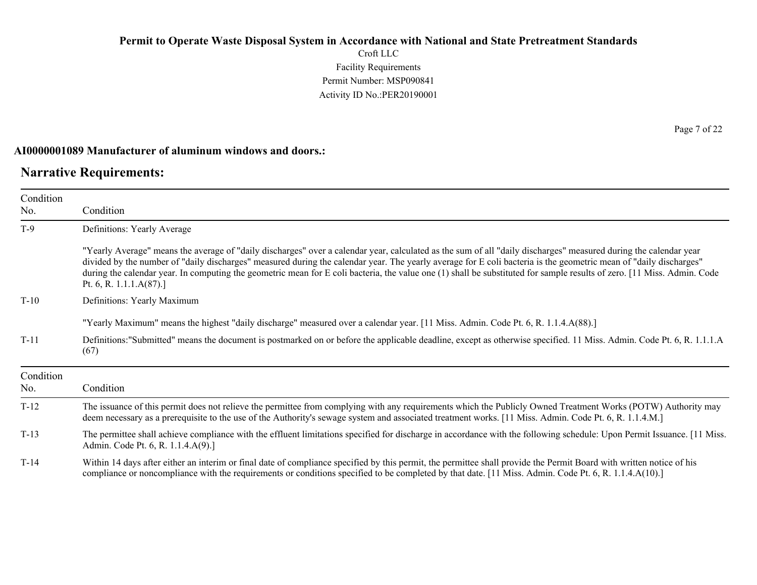**AI0000001089 Manufacturer of aluminum windows and doors.:**

## Narrative Requirements:

| Condition No. | Condition |
|---|---|
| T-9 | Definitions: Yearly Average<br><br>"Yearly Average" means the average of "daily discharges" over a calendar year, calculated as the sum of all "daily discharges" measured during the calendar year divided by the number of "daily discharges" measured during the calendar year. The yearly average for E coli bacteria is the geometric mean of "daily discharges" during the calendar year. In computing the geometric mean for E coli bacteria, the value one (1) shall be substituted for sample results of zero. [11 Miss. Admin. Code Pt. 6, R. 1.1.1.A(87).] |
| T-10 | Definitions: Yearly Maximum<br><br>"Yearly Maximum" means the highest "daily discharge" measured over a calendar year. [11 Miss. Admin. Code Pt. 6, R. 1.1.4.A(88).] |
| T-11 | Definitions:"Submitted" means the document is postmarked on or before the applicable deadline, except as otherwise specified. 11 Miss. Admin. Code Pt. 6, R. 1.1.1.A (67) |

| Condition No. | Condition |
|---|---|
| T-12 | The issuance of this permit does not relieve the permittee from complying with any requirements which the Publicly Owned Treatment Works (POTW) Authority may deem necessary as a prerequisite to the use of the Authority's sewage system and associated treatment works. [11 Miss. Admin. Code Pt. 6, R. 1.1.4.M.] |
| T-13 | The permittee shall achieve compliance with the effluent limitations specified for discharge in accordance with the following schedule: Upon Permit Issuance. [11 Miss. Admin. Code Pt. 6, R. 1.1.4.A(9).] |
| T-14 | Within 14 days after either an interim or final date of compliance specified by this permit, the permittee shall provide the Permit Board with written notice of his compliance or noncompliance with the requirements or conditions specified to be completed by that date. [11 Miss. Admin. Code Pt. 6, R. 1.1.4.A(10).] |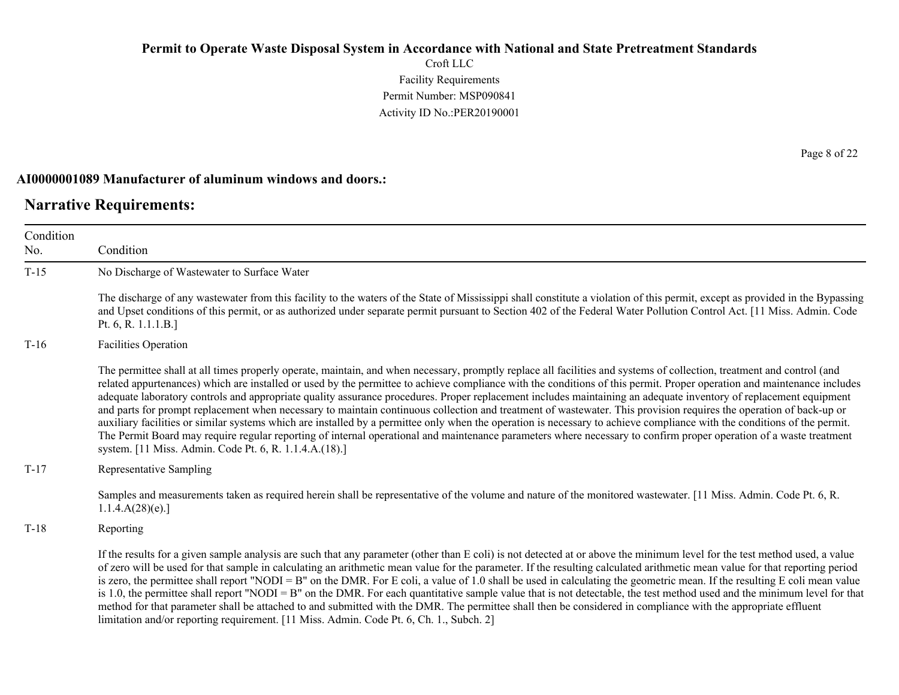**AI0000001089 Manufacturer of aluminum windows and doors.:**

## Narrative Requirements:

| Condition No. | Condition |
|---|---|
| T-15 | No Discharge of Wastewater to Surface Water<br><br>The discharge of any wastewater from this facility to the waters of the State of Mississippi shall constitute a violation of this permit, except as provided in the Bypassing and Upset conditions of this permit, or as authorized under separate permit pursuant to Section 402 of the Federal Water Pollution Control Act. [11 Miss. Admin. Code Pt. 6, R. 1.1.1.B.] |
| T-16 | Facilities Operation<br><br>The permittee shall at all times properly operate, maintain, and when necessary, promptly replace all facilities and systems of collection, treatment and control (and related appurtenances) which are installed or used by the permittee to achieve compliance with the conditions of this permit. Proper operation and maintenance includes adequate laboratory controls and appropriate quality assurance procedures. Proper replacement includes maintaining an adequate inventory of replacement equipment and parts for prompt replacement when necessary to maintain continuous collection and treatment of wastewater. This provision requires the operation of back-up or auxiliary facilities or similar systems which are installed by a permittee only when the operation is necessary to achieve compliance with the conditions of the permit. The Permit Board may require regular reporting of internal operational and maintenance parameters where necessary to confirm proper operation of a waste treatment system. [11 Miss. Admin. Code Pt. 6, R. 1.1.4.A.(18).] |
| T-17 | Representative Sampling<br><br>Samples and measurements taken as required herein shall be representative of the volume and nature of the monitored wastewater. [11 Miss. Admin. Code Pt. 6, R. 1.1.4.A(28)(e).] |
| T-18 | Reporting<br><br>If the results for a given sample analysis are such that any parameter (other than E coli) is not detected at or above the minimum level for the test method used, a value of zero will be used for that sample in calculating an arithmetic mean value for the parameter. If the resulting calculated arithmetic mean value for that reporting period is zero, the permittee shall report "NODI = B" on the DMR. For E coli, a value of 1.0 shall be used in calculating the geometric mean. If the resulting E coli mean value is 1.0, the permittee shall report "NODI = B" on the DMR. For each quantitative sample value that is not detectable, the test method used and the minimum level for that method for that parameter shall be attached to and submitted with the DMR. The permittee shall then be considered in compliance with the appropriate effluent limitation and/or reporting requirement. [11 Miss. Admin. Code Pt. 6, Ch. 1., Subch. 2] |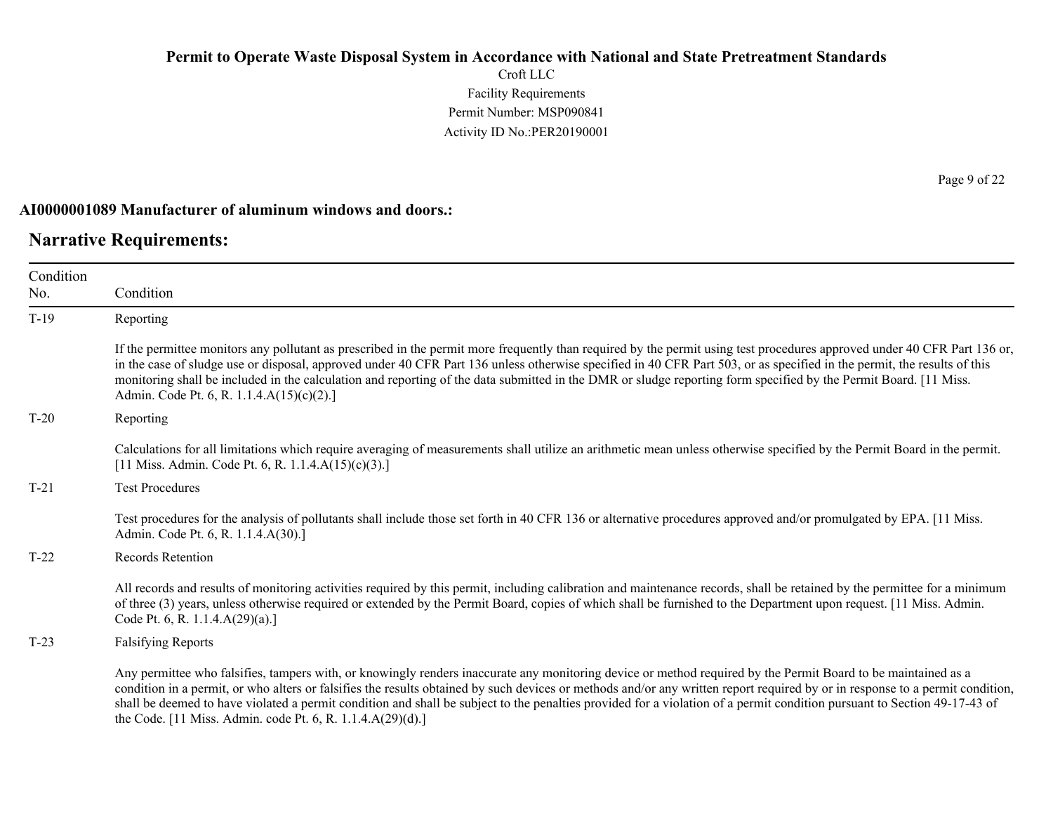**AI0000001089 Manufacturer of aluminum windows and doors.:**

## Narrative Requirements:

| Condition No. | Condition |
|---|---|
| T-19 | Reporting<br><br>If the permittee monitors any pollutant as prescribed in the permit more frequently than required by the permit using test procedures approved under 40 CFR Part 136 or, in the case of sludge use or disposal, approved under 40 CFR Part 136 unless otherwise specified in 40 CFR Part 503, or as specified in the permit, the results of this monitoring shall be included in the calculation and reporting of the data submitted in the DMR or sludge reporting form specified by the Permit Board. [11 Miss. Admin. Code Pt. 6, R. 1.1.4.A(15)(c)(2).] |
| T-20 | Reporting<br><br>Calculations for all limitations which require averaging of measurements shall utilize an arithmetic mean unless otherwise specified by the Permit Board in the permit. [11 Miss. Admin. Code Pt. 6, R. 1.1.4.A(15)(c)(3).] |
| T-21 | Test Procedures<br><br>Test procedures for the analysis of pollutants shall include those set forth in 40 CFR 136 or alternative procedures approved and/or promulgated by EPA. [11 Miss. Admin. Code Pt. 6, R. 1.1.4.A(30).] |
| T-22 | Records Retention<br><br>All records and results of monitoring activities required by this permit, including calibration and maintenance records, shall be retained by the permittee for a minimum of three (3) years, unless otherwise required or extended by the Permit Board, copies of which shall be furnished to the Department upon request. [11 Miss. Admin. Code Pt. 6, R. 1.1.4.A(29)(a).] |
| T-23 | Falsifying Reports<br><br>Any permittee who falsifies, tampers with, or knowingly renders inaccurate any monitoring device or method required by the Permit Board to be maintained as a condition in a permit, or who alters or falsifies the results obtained by such devices or methods and/or any written report required by or in response to a permit condition, shall be deemed to have violated a permit condition and shall be subject to the penalties provided for a violation of a permit condition pursuant to Section 49-17-43 of the Code. [11 Miss. Admin. code Pt. 6, R. 1.1.4.A(29)(d).] |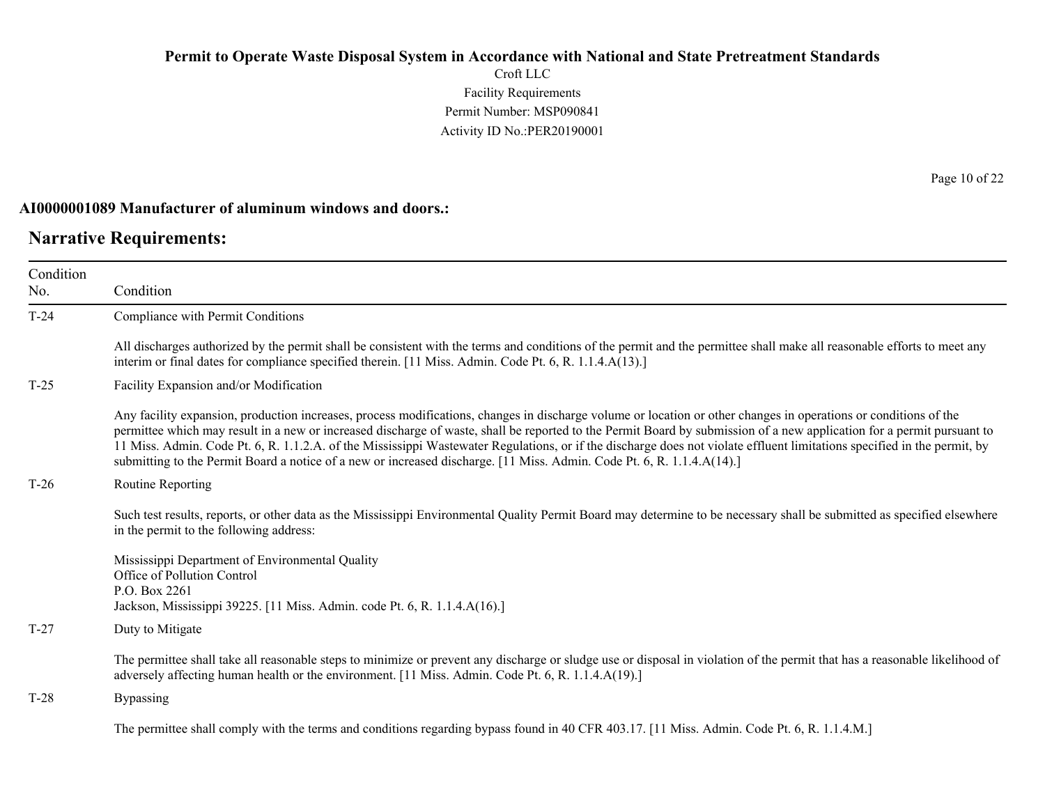**AI0000001089 Manufacturer of aluminum windows and doors.:**

## Narrative Requirements:

| Condition No. | Condition |
|---|---|
| T-24 | Compliance with Permit Conditions<br><br>All discharges authorized by the permit shall be consistent with the terms and conditions of the permit and the permittee shall make all reasonable efforts to meet any interim or final dates for compliance specified therein. [11 Miss. Admin. Code Pt. 6, R. 1.1.4.A(13).] |
| T-25 | Facility Expansion and/or Modification<br><br>Any facility expansion, production increases, process modifications, changes in discharge volume or location or other changes in operations or conditions of the permittee which may result in a new or increased discharge of waste, shall be reported to the Permit Board by submission of a new application for a permit pursuant to 11 Miss. Admin. Code Pt. 6, R. 1.1.2.A. of the Mississippi Wastewater Regulations, or if the discharge does not violate effluent limitations specified in the permit, by submitting to the Permit Board a notice of a new or increased discharge. [11 Miss. Admin. Code Pt. 6, R. 1.1.4.A(14).] |
| T-26 | Routine Reporting<br><br>Such test results, reports, or other data as the Mississippi Environmental Quality Permit Board may determine to be necessary shall be submitted as specified elsewhere in the permit to the following address:<br><br>Mississippi Department of Environmental Quality<br>Office of Pollution Control<br>P.O. Box 2261<br>Jackson, Mississippi 39225. [11 Miss. Admin. code Pt. 6, R. 1.1.4.A(16).] |
| T-27 | Duty to Mitigate<br><br>The permittee shall take all reasonable steps to minimize or prevent any discharge or sludge use or disposal in violation of the permit that has a reasonable likelihood of adversely affecting human health or the environment. [11 Miss. Admin. Code Pt. 6, R. 1.1.4.A(19).] |
| T-28 | Bypassing<br><br>The permittee shall comply with the terms and conditions regarding bypass found in 40 CFR 403.17. [11 Miss. Admin. Code Pt. 6, R. 1.1.4.M.] |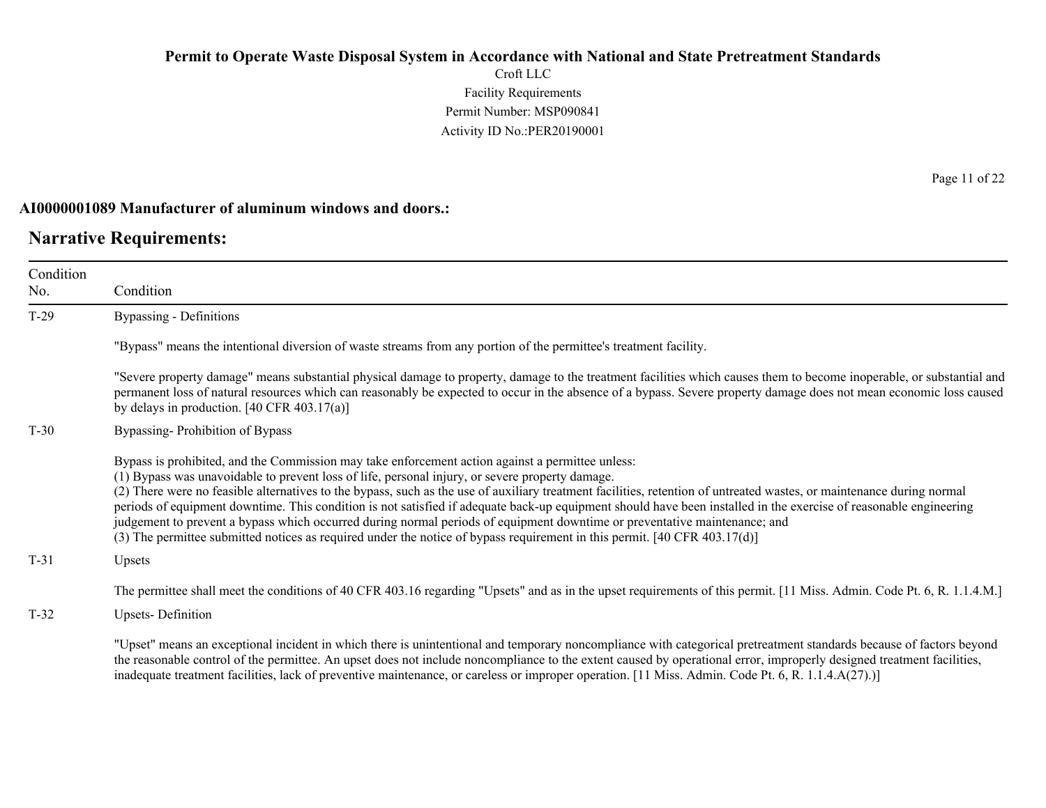**AI0000001089 Manufacturer of aluminum windows and doors.:**

## Narrative Requirements:

| Condition No. | Condition |
|---|---|
| T-29 | Bypassing - Definitions<br><br>"Bypass" means the intentional diversion of waste streams from any portion of the permittee's treatment facility.<br><br>"Severe property damage" means substantial physical damage to property, damage to the treatment facilities which causes them to become inoperable, or substantial and permanent loss of natural resources which can reasonably be expected to occur in the absence of a bypass. Severe property damage does not mean economic loss caused by delays in production. [40 CFR 403.17(a)] |
| T-30 | Bypassing- Prohibition of Bypass<br><br>Bypass is prohibited, and the Commission may take enforcement action against a permittee unless:<br>(1) Bypass was unavoidable to prevent loss of life, personal injury, or severe property damage.<br>(2) There were no feasible alternatives to the bypass, such as the use of auxiliary treatment facilities, retention of untreated wastes, or maintenance during normal periods of equipment downtime. This condition is not satisfied if adequate back-up equipment should have been installed in the exercise of reasonable engineering judgement to prevent a bypass which occurred during normal periods of equipment downtime or preventative maintenance; and<br>(3) The permittee submitted notices as required under the notice of bypass requirement in this permit. [40 CFR 403.17(d)] |
| T-31 | Upsets<br><br>The permittee shall meet the conditions of 40 CFR 403.16 regarding "Upsets" and as in the upset requirements of this permit. [11 Miss. Admin. Code Pt. 6, R. 1.1.4.M.] |
| T-32 | Upsets- Definition<br><br>"Upset" means an exceptional incident in which there is unintentional and temporary noncompliance with categorical pretreatment standards because of factors beyond the reasonable control of the permittee. An upset does not include noncompliance to the extent caused by operational error, improperly designed treatment facilities, inadequate treatment facilities, lack of preventive maintenance, or careless or improper operation. [11 Miss. Admin. Code Pt. 6, R. 1.1.4.A(27).)] |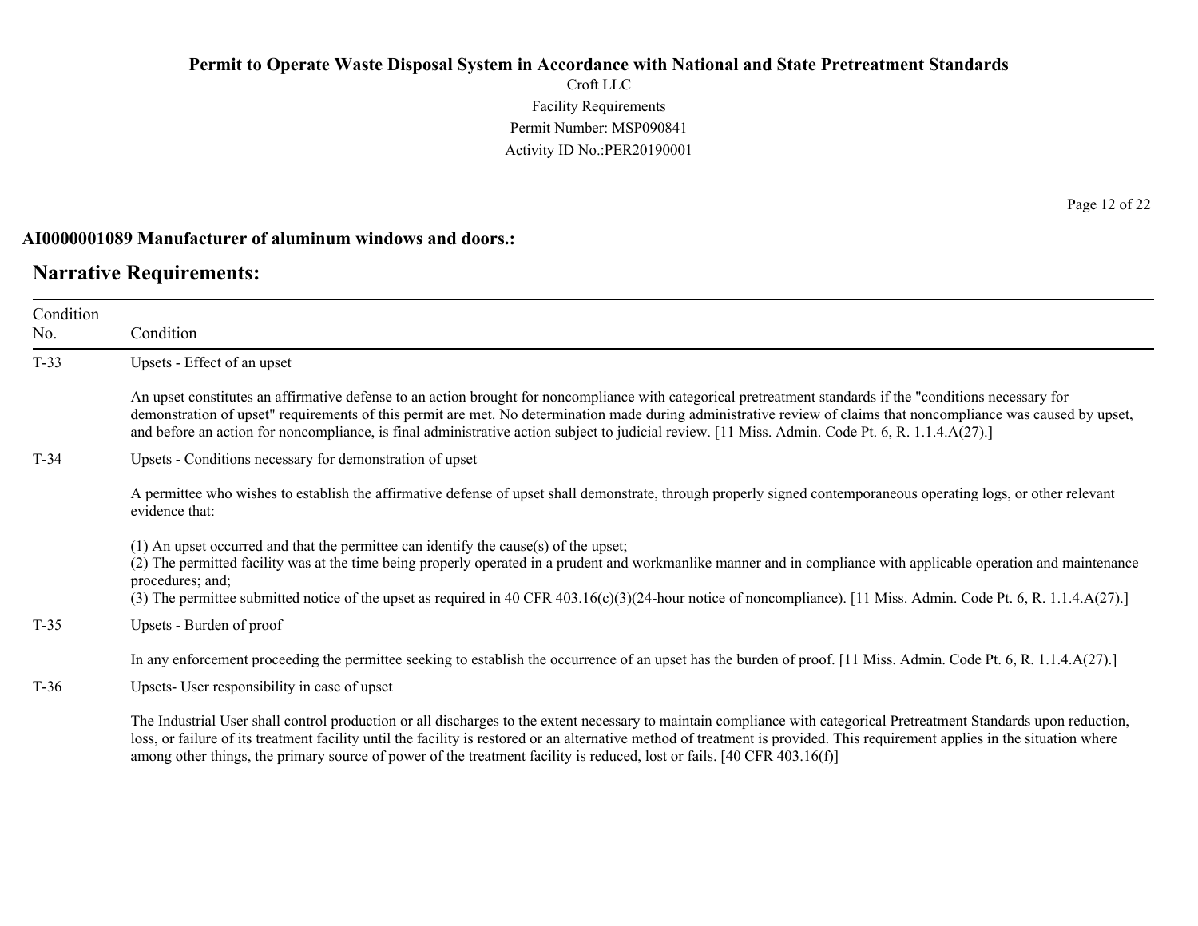**AI0000001089 Manufacturer of aluminum windows and doors.:**

## Narrative Requirements:

| Condition No. | Condition |
|---|---|
| T-33 | Upsets - Effect of an upset<br><br>An upset constitutes an affirmative defense to an action brought for noncompliance with categorical pretreatment standards if the "conditions necessary for demonstration of upset" requirements of this permit are met. No determination made during administrative review of claims that noncompliance was caused by upset, and before an action for noncompliance, is final administrative action subject to judicial review. [11 Miss. Admin. Code Pt. 6, R. 1.1.4.A(27).] |
| T-34 | Upsets - Conditions necessary for demonstration of upset<br><br>A permittee who wishes to establish the affirmative defense of upset shall demonstrate, through properly signed contemporaneous operating logs, or other relevant evidence that:<br><br>(1) An upset occurred and that the permittee can identify the cause(s) of the upset;<br>(2) The permitted facility was at the time being properly operated in a prudent and workmanlike manner and in compliance with applicable operation and maintenance procedures; and;<br>(3) The permittee submitted notice of the upset as required in 40 CFR 403.16(c)(3)(24-hour notice of noncompliance). [11 Miss. Admin. Code Pt. 6, R. 1.1.4.A(27).] |
| T-35 | Upsets - Burden of proof<br><br>In any enforcement proceeding the permittee seeking to establish the occurrence of an upset has the burden of proof. [11 Miss. Admin. Code Pt. 6, R. 1.1.4.A(27).] |
| T-36 | Upsets- User responsibility in case of upset<br><br>The Industrial User shall control production or all discharges to the extent necessary to maintain compliance with categorical Pretreatment Standards upon reduction, loss, or failure of its treatment facility until the facility is restored or an alternative method of treatment is provided. This requirement applies in the situation where among other things, the primary source of power of the treatment facility is reduced, lost or fails. [40 CFR 403.16(f)] |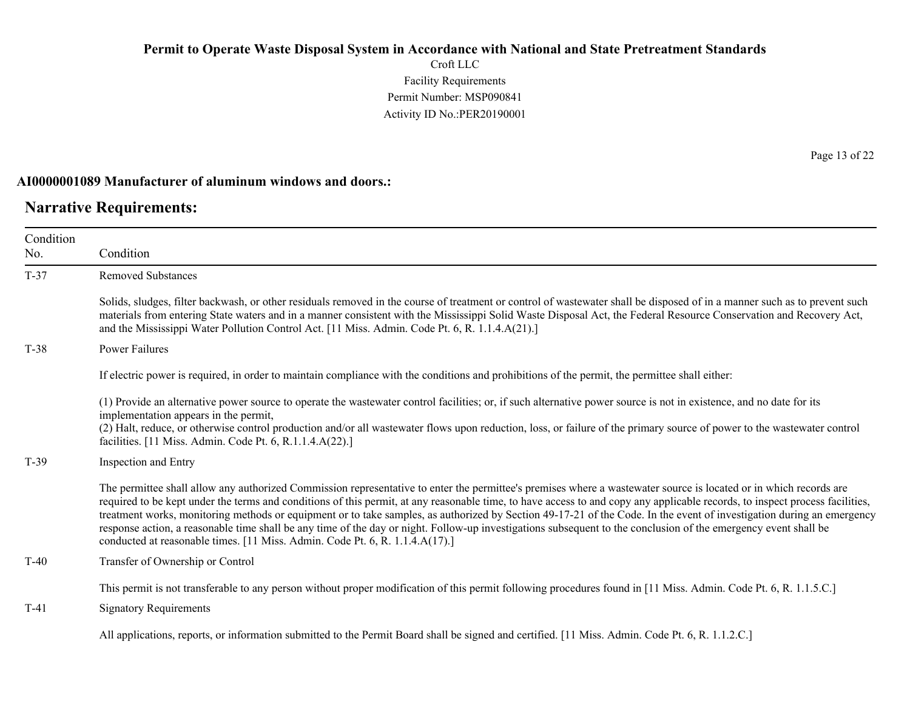**AI0000001089 Manufacturer of aluminum windows and doors.:**

## Narrative Requirements:

| Condition No. | Condition |
|---|---|
| T-37 | Removed Substances<br><br>Solids, sludges, filter backwash, or other residuals removed in the course of treatment or control of wastewater shall be disposed of in a manner such as to prevent such materials from entering State waters and in a manner consistent with the Mississippi Solid Waste Disposal Act, the Federal Resource Conservation and Recovery Act, and the Mississippi Water Pollution Control Act. [11 Miss. Admin. Code Pt. 6, R. 1.1.4.A(21).] |
| T-38 | Power Failures<br><br>If electric power is required, in order to maintain compliance with the conditions and prohibitions of the permit, the permittee shall either:<br><br>(1) Provide an alternative power source to operate the wastewater control facilities; or, if such alternative power source is not in existence, and no date for its implementation appears in the permit,<br>(2) Halt, reduce, or otherwise control production and/or all wastewater flows upon reduction, loss, or failure of the primary source of power to the wastewater control facilities. [11 Miss. Admin. Code Pt. 6, R.1.1.4.A(22).] |
| T-39 | Inspection and Entry<br><br>The permittee shall allow any authorized Commission representative to enter the permittee's premises where a wastewater source is located or in which records are required to be kept under the terms and conditions of this permit, at any reasonable time, to have access to and copy any applicable records, to inspect process facilities, treatment works, monitoring methods or equipment or to take samples, as authorized by Section 49-17-21 of the Code. In the event of investigation during an emergency response action, a reasonable time shall be any time of the day or night. Follow-up investigations subsequent to the conclusion of the emergency event shall be conducted at reasonable times. [11 Miss. Admin. Code Pt. 6, R. 1.1.4.A(17).] |
| T-40 | Transfer of Ownership or Control<br><br>This permit is not transferable to any person without proper modification of this permit following procedures found in [11 Miss. Admin. Code Pt. 6, R. 1.1.5.C.] |
| T-41 | Signatory Requirements<br><br>All applications, reports, or information submitted to the Permit Board shall be signed and certified. [11 Miss. Admin. Code Pt. 6, R. 1.1.2.C.] |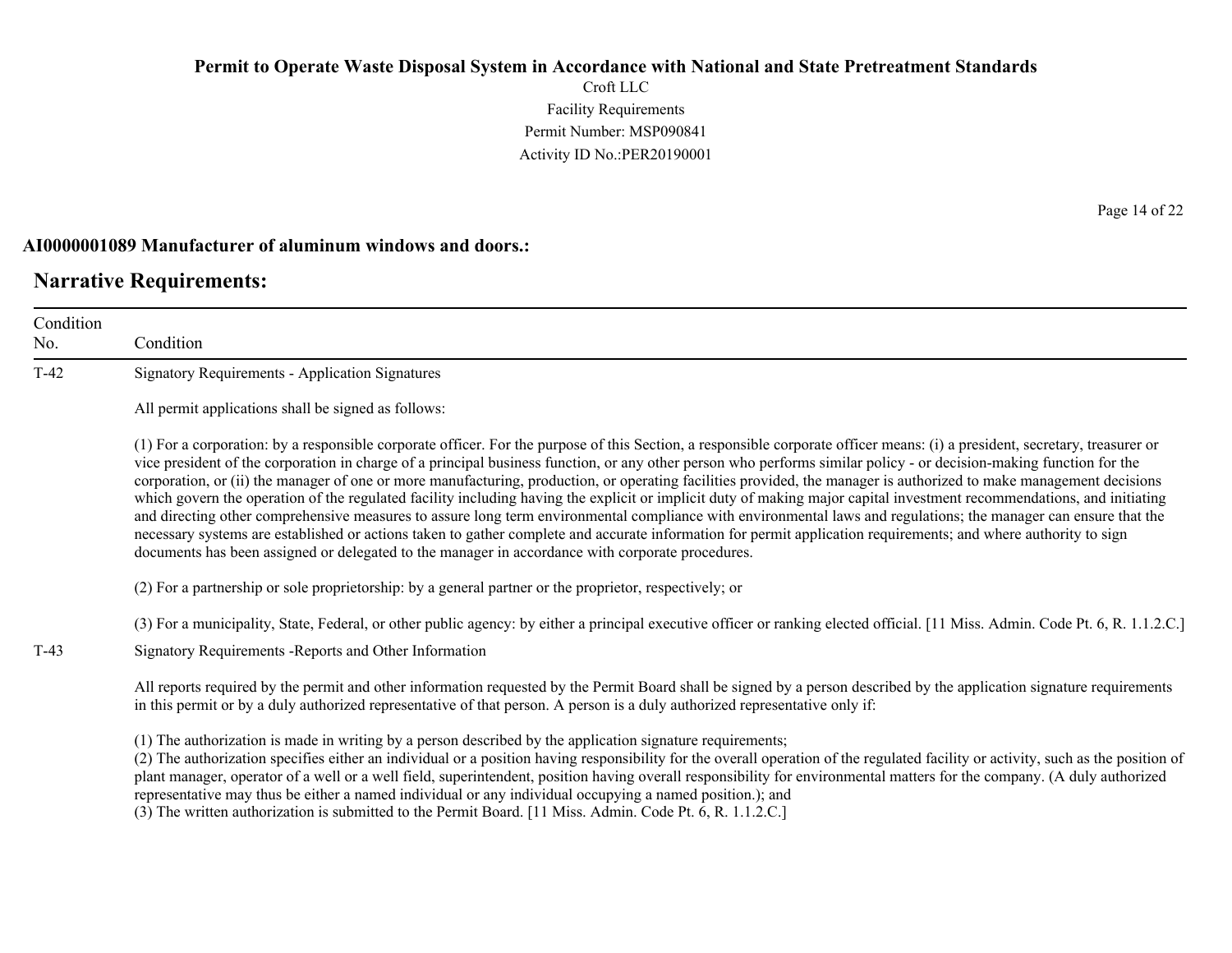**AI0000001089 Manufacturer of aluminum windows and doors.:**

## Narrative Requirements:

| Condition No. | Condition |
|---|---|
| T-42 | Signatory Requirements - Application Signatures<br><br>All permit applications shall be signed as follows:<br><br>(1) For a corporation: by a responsible corporate officer. For the purpose of this Section, a responsible corporate officer means: (i) a president, secretary, treasurer or vice president of the corporation in charge of a principal business function, or any other person who performs similar policy - or decision-making function for the corporation, or (ii) the manager of one or more manufacturing, production, or operating facilities provided, the manager is authorized to make management decisions which govern the operation of the regulated facility including having the explicit or implicit duty of making major capital investment recommendations, and initiating and directing other comprehensive measures to assure long term environmental compliance with environmental laws and regulations; the manager can ensure that the necessary systems are established or actions taken to gather complete and accurate information for permit application requirements; and where authority to sign documents has been assigned or delegated to the manager in accordance with corporate procedures.<br><br>(2) For a partnership or sole proprietorship: by a general partner or the proprietor, respectively; or<br><br>(3) For a municipality, State, Federal, or other public agency: by either a principal executive officer or ranking elected official. [11 Miss. Admin. Code Pt. 6, R. 1.1.2.C.] |
| T-43 | Signatory Requirements -Reports and Other Information<br><br>All reports required by the permit and other information requested by the Permit Board shall be signed by a person described by the application signature requirements in this permit or by a duly authorized representative of that person. A person is a duly authorized representative only if:<br><br>(1) The authorization is made in writing by a person described by the application signature requirements;<br>(2) The authorization specifies either an individual or a position having responsibility for the overall operation of the regulated facility or activity, such as the position of plant manager, operator of a well or a well field, superintendent, position having overall responsibility for environmental matters for the company. (A duly authorized representative may thus be either a named individual or any individual occupying a named position.); and<br>(3) The written authorization is submitted to the Permit Board. [11 Miss. Admin. Code Pt. 6, R. 1.1.2.C.] |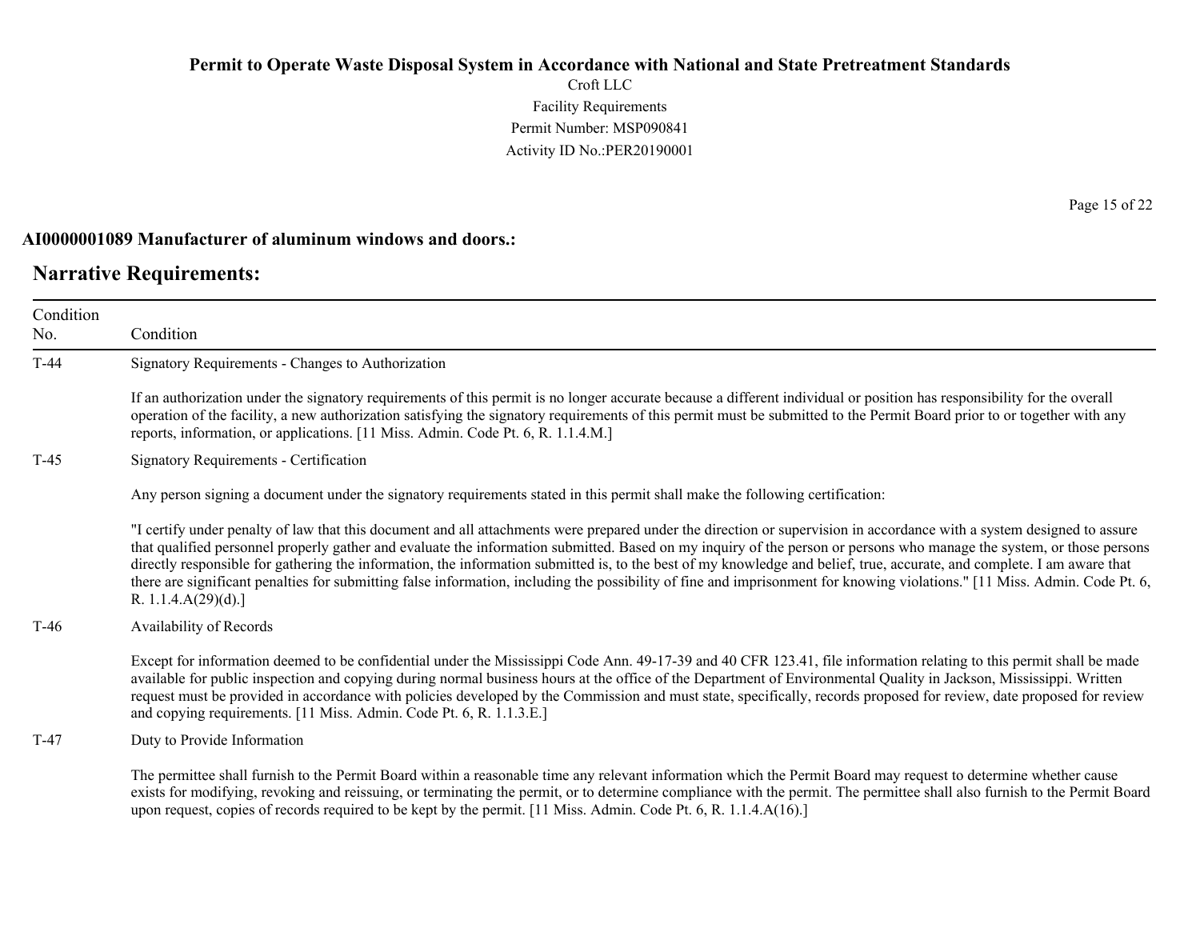**AI0000001089 Manufacturer of aluminum windows and doors.:**

## Narrative Requirements:

| Condition No. | Condition |
| --- | --- |
| T-44 | Signatory Requirements - Changes to Authorization<br><br>If an authorization under the signatory requirements of this permit is no longer accurate because a different individual or position has responsibility for the overall operation of the facility, a new authorization satisfying the signatory requirements of this permit must be submitted to the Permit Board prior to or together with any reports, information, or applications. [11 Miss. Admin. Code Pt. 6, R. 1.1.4.M.] |
| T-45 | Signatory Requirements - Certification<br><br>Any person signing a document under the signatory requirements stated in this permit shall make the following certification:<br><br>"I certify under penalty of law that this document and all attachments were prepared under the direction or supervision in accordance with a system designed to assure that qualified personnel properly gather and evaluate the information submitted. Based on my inquiry of the person or persons who manage the system, or those persons directly responsible for gathering the information, the information submitted is, to the best of my knowledge and belief, true, accurate, and complete. I am aware that there are significant penalties for submitting false information, including the possibility of fine and imprisonment for knowing violations." [11 Miss. Admin. Code Pt. 6, R. 1.1.4.A(29)(d).] |
| T-46 | Availability of Records<br><br>Except for information deemed to be confidential under the Mississippi Code Ann. 49-17-39 and 40 CFR 123.41, file information relating to this permit shall be made available for public inspection and copying during normal business hours at the office of the Department of Environmental Quality in Jackson, Mississippi. Written request must be provided in accordance with policies developed by the Commission and must state, specifically, records proposed for review, date proposed for review and copying requirements. [11 Miss. Admin. Code Pt. 6, R. 1.1.3.E.] |
| T-47 | Duty to Provide Information<br><br>The permittee shall furnish to the Permit Board within a reasonable time any relevant information which the Permit Board may request to determine whether cause exists for modifying, revoking and reissuing, or terminating the permit, or to determine compliance with the permit. The permittee shall also furnish to the Permit Board upon request, copies of records required to be kept by the permit. [11 Miss. Admin. Code Pt. 6, R. 1.1.4.A(16).] |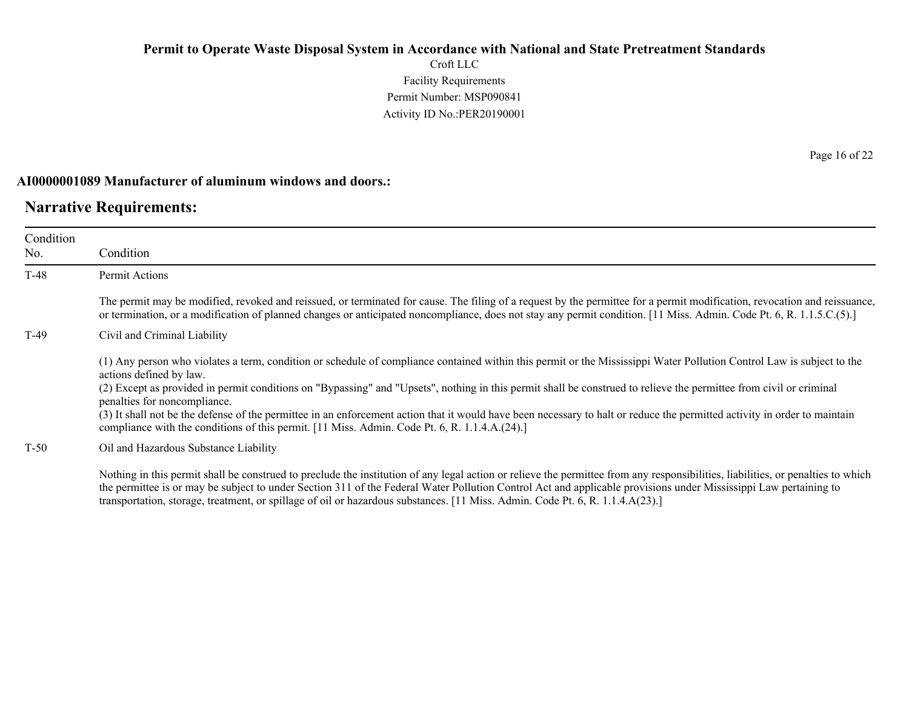**AI0000001089 Manufacturer of aluminum windows and doors.:**

## Narrative Requirements:

| Condition No. | Condition |
|---|---|
| T-48 | Permit Actions<br><br>The permit may be modified, revoked and reissued, or terminated for cause. The filing of a request by the permittee for a permit modification, revocation and reissuance, or termination, or a modification of planned changes or anticipated noncompliance, does not stay any permit condition. [11 Miss. Admin. Code Pt. 6, R. 1.1.5.C.(5).] |
| T-49 | Civil and Criminal Liability<br><br>(1) Any person who violates a term, condition or schedule of compliance contained within this permit or the Mississippi Water Pollution Control Law is subject to the actions defined by law.<br>(2) Except as provided in permit conditions on "Bypassing" and "Upsets", nothing in this permit shall be construed to relieve the permittee from civil or criminal penalties for noncompliance.<br>(3) It shall not be the defense of the permittee in an enforcement action that it would have been necessary to halt or reduce the permitted activity in order to maintain compliance with the conditions of this permit. [11 Miss. Admin. Code Pt. 6, R. 1.1.4.A.(24).] |
| T-50 | Oil and Hazardous Substance Liability<br><br>Nothing in this permit shall be construed to preclude the institution of any legal action or relieve the permittee from any responsibilities, liabilities, or penalties to which the permittee is or may be subject to under Section 311 of the Federal Water Pollution Control Act and applicable provisions under Mississippi Law pertaining to transportation, storage, treatment, or spillage of oil or hazardous substances. [11 Miss. Admin. Code Pt. 6, R. 1.1.4.A(23).] |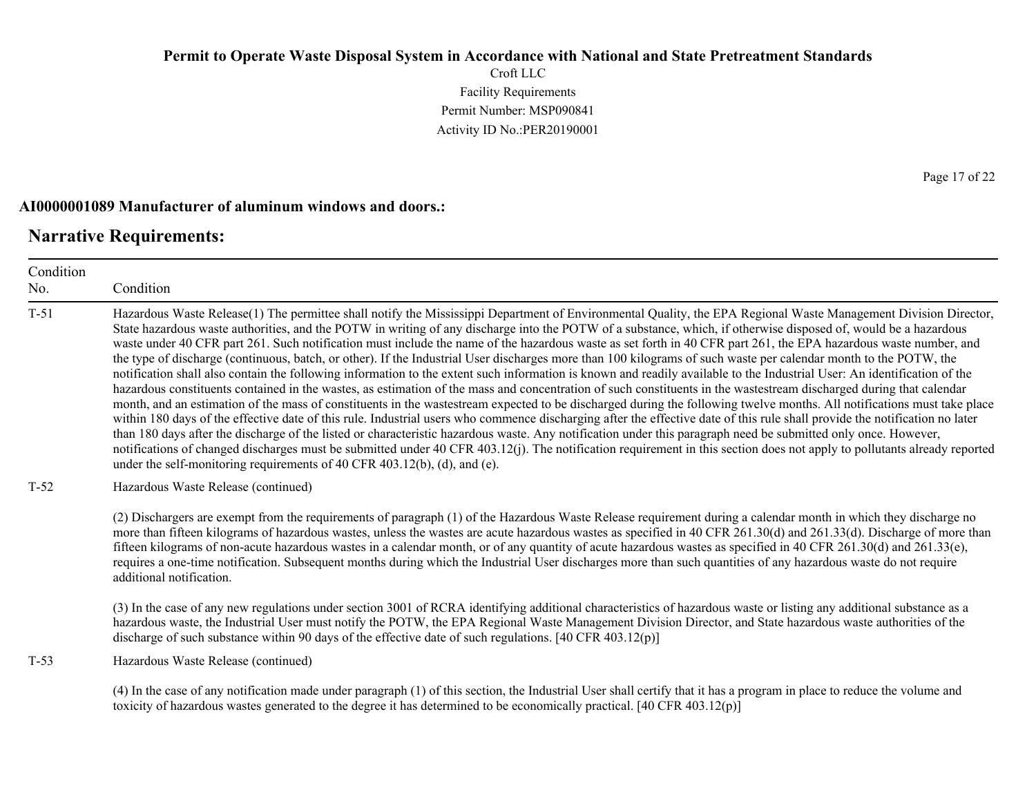**AI0000001089 Manufacturer of aluminum windows and doors.:**

## Narrative Requirements:

| Condition No. | Condition |
|---|---|
| T-51 | Hazardous Waste Release(1) The permittee shall notify the Mississippi Department of Environmental Quality, the EPA Regional Waste Management Division Director, State hazardous waste authorities, and the POTW in writing of any discharge into the POTW of a substance, which, if otherwise disposed of, would be a hazardous waste under 40 CFR part 261. Such notification must include the name of the hazardous waste as set forth in 40 CFR part 261, the EPA hazardous waste number, and the type of discharge (continuous, batch, or other). If the Industrial User discharges more than 100 kilograms of such waste per calendar month to the POTW, the notification shall also contain the following information to the extent such information is known and readily available to the Industrial User: An identification of the hazardous constituents contained in the wastes, as estimation of the mass and concentration of such constituents in the wastestream discharged during that calendar month, and an estimation of the mass of constituents in the wastestream expected to be discharged during the following twelve months. All notifications must take place within 180 days of the effective date of this rule. Industrial users who commence discharging after the effective date of this rule shall provide the notification no later than 180 days after the discharge of the listed or characteristic hazardous waste. Any notification under this paragraph need be submitted only once. However, notifications of changed discharges must be submitted under 40 CFR 403.12(j). The notification requirement in this section does not apply to pollutants already reported under the self-monitoring requirements of 40 CFR 403.12(b), (d), and (e). |
| T-52 | Hazardous Waste Release (continued)<br><br>(2) Dischargers are exempt from the requirements of paragraph (1) of the Hazardous Waste Release requirement during a calendar month in which they discharge no more than fifteen kilograms of hazardous wastes, unless the wastes are acute hazardous wastes as specified in 40 CFR 261.30(d) and 261.33(d). Discharge of more than fifteen kilograms of non-acute hazardous wastes in a calendar month, or of any quantity of acute hazardous wastes as specified in 40 CFR 261.30(d) and 261.33(e), requires a one-time notification. Subsequent months during which the Industrial User discharges more than such quantities of any hazardous waste do not require additional notification.<br><br>(3) In the case of any new regulations under section 3001 of RCRA identifying additional characteristics of hazardous waste or listing any additional substance as a hazardous waste, the Industrial User must notify the POTW, the EPA Regional Waste Management Division Director, and State hazardous waste authorities of the discharge of such substance within 90 days of the effective date of such regulations. [40 CFR 403.12(p)] |
| T-53 | Hazardous Waste Release (continued)<br><br>(4) In the case of any notification made under paragraph (1) of this section, the Industrial User shall certify that it has a program in place to reduce the volume and toxicity of hazardous wastes generated to the degree it has determined to be economically practical. [40 CFR 403.12(p)] |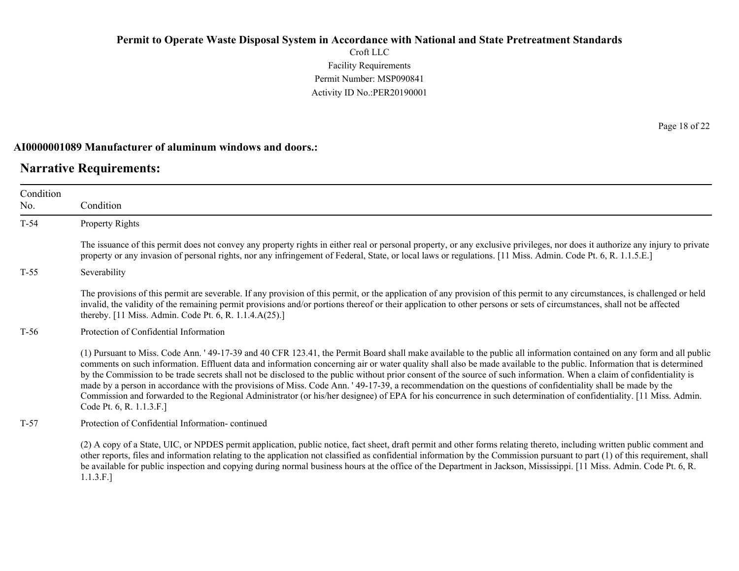**AI0000001089 Manufacturer of aluminum windows and doors.:**

## Narrative Requirements:

| Condition No. | Condition |
|---|---|
| T-54 | Property Rights<br><br>The issuance of this permit does not convey any property rights in either real or personal property, or any exclusive privileges, nor does it authorize any injury to private property or any invasion of personal rights, nor any infringement of Federal, State, or local laws or regulations. [11 Miss. Admin. Code Pt. 6, R. 1.1.5.E.] |
| T-55 | Severability<br><br>The provisions of this permit are severable. If any provision of this permit, or the application of any provision of this permit to any circumstances, is challenged or held invalid, the validity of the remaining permit provisions and/or portions thereof or their application to other persons or sets of circumstances, shall not be affected thereby. [11 Miss. Admin. Code Pt. 6, R. 1.1.4.A(25).] |
| T-56 | Protection of Confidential Information<br><br>(1) Pursuant to Miss. Code Ann. ' 49-17-39 and 40 CFR 123.41, the Permit Board shall make available to the public all information contained on any form and all public comments on such information. Effluent data and information concerning air or water quality shall also be made available to the public. Information that is determined by the Commission to be trade secrets shall not be disclosed to the public without prior consent of the source of such information. When a claim of confidentiality is made by a person in accordance with the provisions of Miss. Code Ann. ' 49-17-39, a recommendation on the questions of confidentiality shall be made by the Commission and forwarded to the Regional Administrator (or his/her designee) of EPA for his concurrence in such determination of confidentiality. [11 Miss. Admin. Code Pt. 6, R. 1.1.3.F.] |
| T-57 | Protection of Confidential Information- continued<br><br>(2) A copy of a State, UIC, or NPDES permit application, public notice, fact sheet, draft permit and other forms relating thereto, including written public comment and other reports, files and information relating to the application not classified as confidential information by the Commission pursuant to part (1) of this requirement, shall be available for public inspection and copying during normal business hours at the office of the Department in Jackson, Mississippi. [11 Miss. Admin. Code Pt. 6, R. 1.1.3.F.] |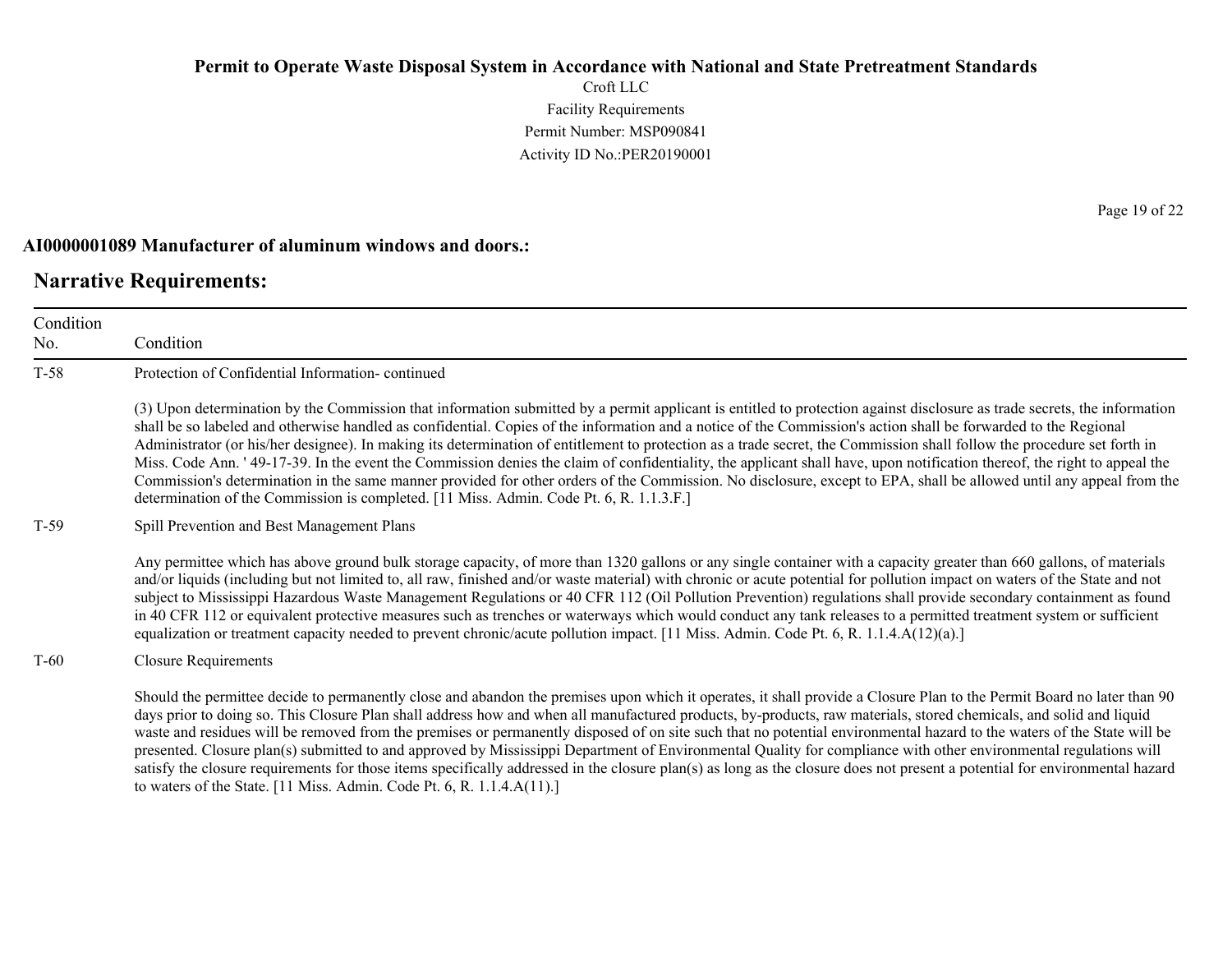**AI0000001089 Manufacturer of aluminum windows and doors.:**

## Narrative Requirements:

| Condition No. | Condition |
|---|---|
| T-58 | Protection of Confidential Information- continued<br><br>(3) Upon determination by the Commission that information submitted by a permit applicant is entitled to protection against disclosure as trade secrets, the information shall be so labeled and otherwise handled as confidential. Copies of the information and a notice of the Commission's action shall be forwarded to the Regional Administrator (or his/her designee). In making its determination of entitlement to protection as a trade secret, the Commission shall follow the procedure set forth in Miss. Code Ann. ' 49-17-39. In the event the Commission denies the claim of confidentiality, the applicant shall have, upon notification thereof, the right to appeal the Commission's determination in the same manner provided for other orders of the Commission. No disclosure, except to EPA, shall be allowed until any appeal from the determination of the Commission is completed. [11 Miss. Admin. Code Pt. 6, R. 1.1.3.F.] |
| T-59 | Spill Prevention and Best Management Plans<br><br>Any permittee which has above ground bulk storage capacity, of more than 1320 gallons or any single container with a capacity greater than 660 gallons, of materials and/or liquids (including but not limited to, all raw, finished and/or waste material) with chronic or acute potential for pollution impact on waters of the State and not subject to Mississippi Hazardous Waste Management Regulations or 40 CFR 112 (Oil Pollution Prevention) regulations shall provide secondary containment as found in 40 CFR 112 or equivalent protective measures such as trenches or waterways which would conduct any tank releases to a permitted treatment system or sufficient equalization or treatment capacity needed to prevent chronic/acute pollution impact. [11 Miss. Admin. Code Pt. 6, R. 1.1.4.A(12)(a).] |
| T-60 | Closure Requirements<br><br>Should the permittee decide to permanently close and abandon the premises upon which it operates, it shall provide a Closure Plan to the Permit Board no later than 90 days prior to doing so. This Closure Plan shall address how and when all manufactured products, by-products, raw materials, stored chemicals, and solid and liquid waste and residues will be removed from the premises or permanently disposed of on site such that no potential environmental hazard to the waters of the State will be presented. Closure plan(s) submitted to and approved by Mississippi Department of Environmental Quality for compliance with other environmental regulations will satisfy the closure requirements for those items specifically addressed in the closure plan(s) as long as the closure does not present a potential for environmental hazard to waters of the State. [11 Miss. Admin. Code Pt. 6, R. 1.1.4.A(11).] |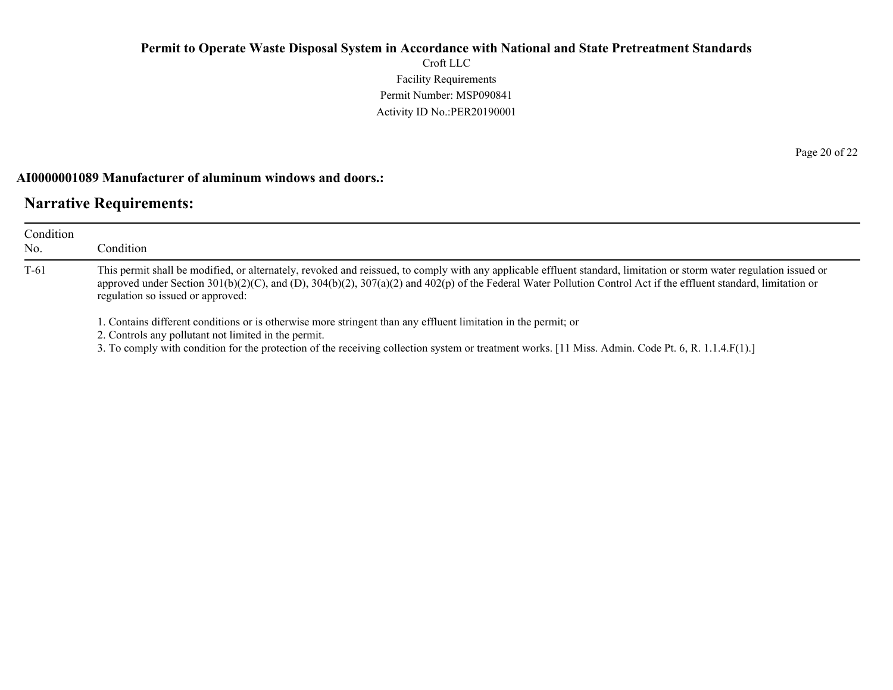## AI0000001089 Manufacturer of aluminum windows and doors.:

## Narrative Requirements:

| Condition No. | Condition |
| --- | --- |
| T-61 | This permit shall be modified, or alternately, revoked and reissued, to comply with any applicable effluent standard, limitation or storm water regulation issued or approved under Section 301(b)(2)(C), and (D), 304(b)(2), 307(a)(2) and 402(p) of the Federal Water Pollution Control Act if the effluent standard, limitation or regulation so issued or approved:<br><br>1. Contains different conditions or is otherwise more stringent than any effluent limitation in the permit; or<br>2. Controls any pollutant not limited in the permit.<br>3. To comply with condition for the protection of the receiving collection system or treatment works. [11 Miss. Admin. Code Pt. 6, R. 1.1.4.F(1).] |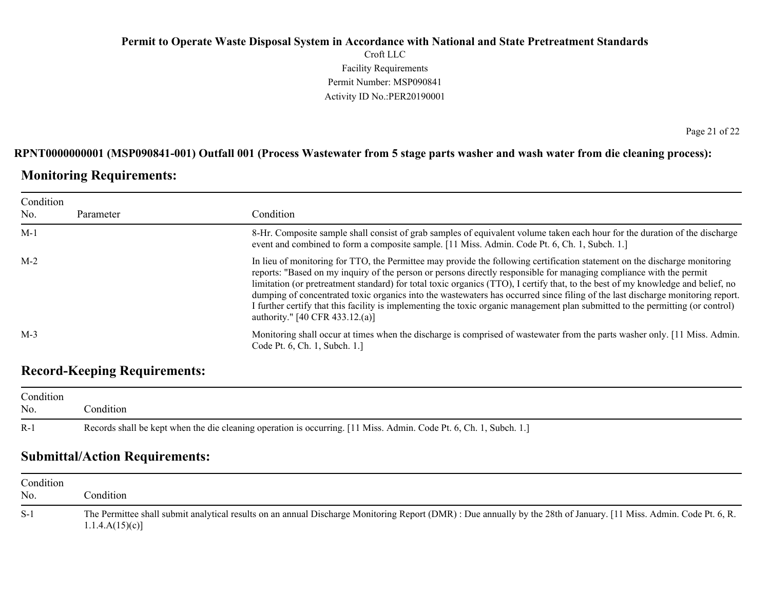**RPNT0000000001 (MSP090841-001) Outfall 001 (Process Wastewater from 5 stage parts washer and wash water from die cleaning process):**

## Monitoring Requirements:

| Condition No. | Parameter | Condition |
|---|---|---|
| M-1 | | 8-Hr. Composite sample shall consist of grab samples of equivalent volume taken each hour for the duration of the discharge event and combined to form a composite sample. [11 Miss. Admin. Code Pt. 6, Ch. 1, Subch. 1.] |
| M-2 | | In lieu of monitoring for TTO, the Permittee may provide the following certification statement on the discharge monitoring reports: "Based on my inquiry of the person or persons directly responsible for managing compliance with the permit limitation (or pretreatment standard) for total toxic organics (TTO), I certify that, to the best of my knowledge and belief, no dumping of concentrated toxic organics into the wastewaters has occurred since filing of the last discharge monitoring report. I further certify that this facility is implementing the toxic organic management plan submitted to the permitting (or control) authority." [40 CFR 433.12.(a)] |
| M-3 | | Monitoring shall occur at times when the discharge is comprised of wastewater from the parts washer only. [11 Miss. Admin. Code Pt. 6, Ch. 1, Subch. 1.] |

## Record-Keeping Requirements:

| Condition No. | Condition |
|---|---|
| R-1 | Records shall be kept when the die cleaning operation is occurring. [11 Miss. Admin. Code Pt. 6, Ch. 1, Subch. 1.] |

## Submittal/Action Requirements:

| Condition No. | Condition |
|---|---|
| S-1 | The Permittee shall submit analytical results on an annual Discharge Monitoring Report (DMR) : Due annually by the 28th of January. [11 Miss. Admin. Code Pt. 6, R. 1.1.4.A(15)(c)] |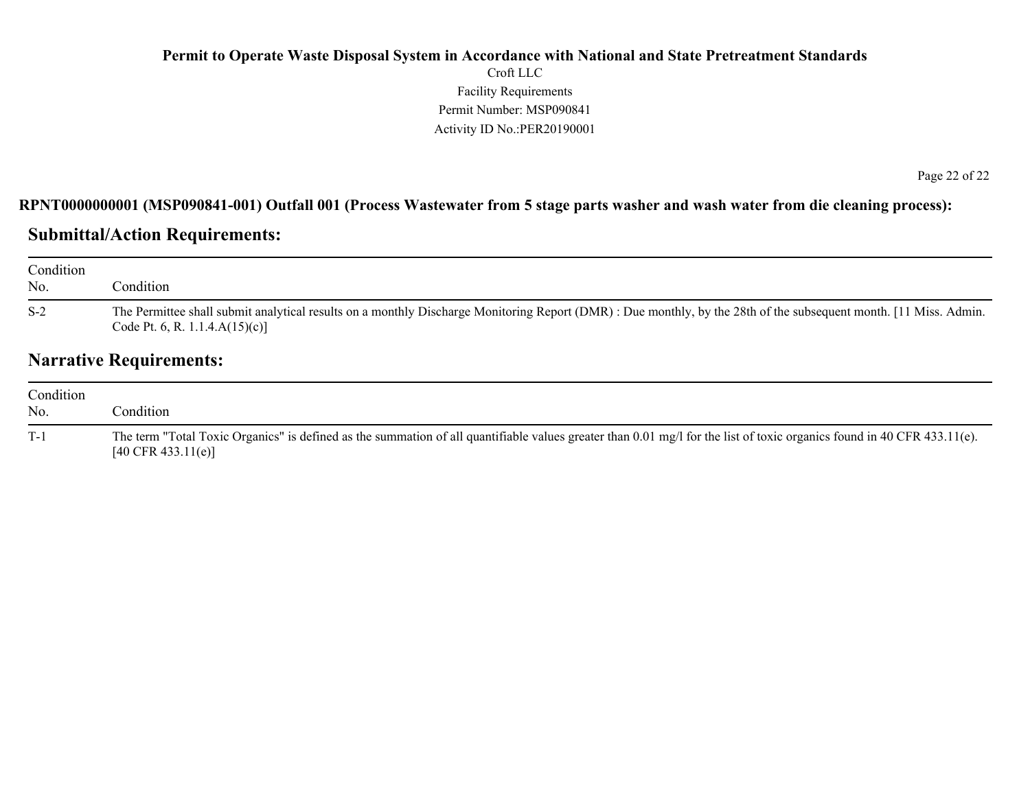**RPNT0000000001 (MSP090841-001) Outfall 001 (Process Wastewater from 5 stage parts washer and wash water from die cleaning process):**

## Submittal/Action Requirements:

| Condition No. | Condition |
|---|---|
| S-2 | The Permittee shall submit analytical results on a monthly Discharge Monitoring Report (DMR) : Due monthly, by the 28th of the subsequent month. [11 Miss. Admin. Code Pt. 6, R. 1.1.4.A(15)(c)] |

## Narrative Requirements:

| Condition No. | Condition |
|---|---|
| T-1 | The term "Total Toxic Organics" is defined as the summation of all quantifiable values greater than 0.01 mg/l for the list of toxic organics found in 40 CFR 433.11(e). [40 CFR 433.11(e)] |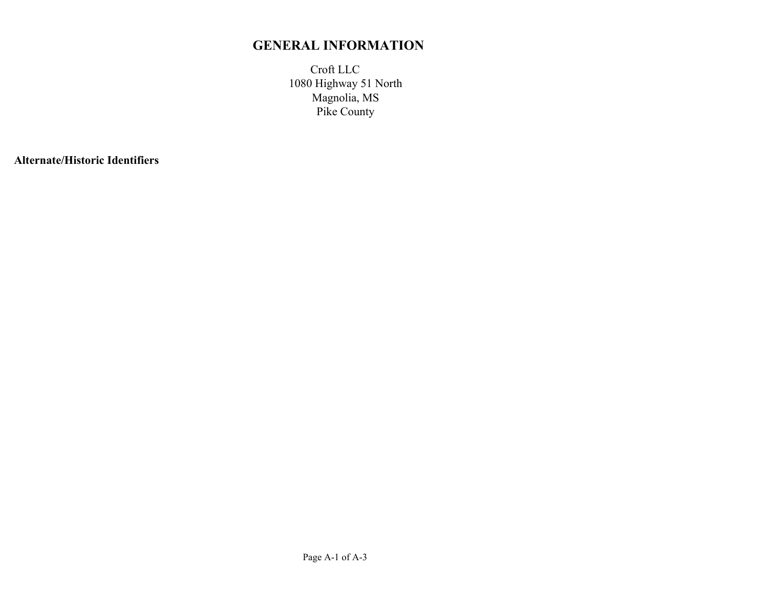# GENERAL INFORMATION

Croft LLC
1080 Highway 51 North
Magnolia, MS
Pike County

**Alternate/Historic Identifiers**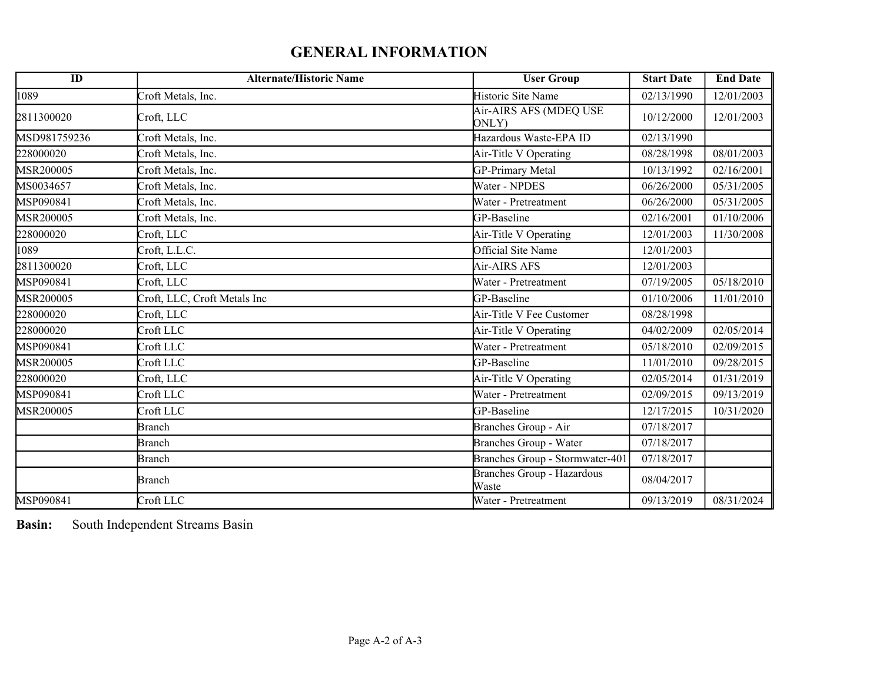# GENERAL INFORMATION

| ID | Alternate/Historic Name | User Group | Start Date | End Date |
|---|---|---|---|---|
| 1089 | Croft Metals, Inc. | Historic Site Name | 02/13/1990 | 12/01/2003 |
| 2811300020 | Croft, LLC | Air-AIRS AFS (MDEQ USE ONLY) | 10/12/2000 | 12/01/2003 |
| MSD981759236 | Croft Metals, Inc. | Hazardous Waste-EPA ID | 02/13/1990 | |
| 228000020 | Croft Metals, Inc. | Air-Title V Operating | 08/28/1998 | 08/01/2003 |
| MSR200005 | Croft Metals, Inc. | GP-Primary Metal | 10/13/1992 | 02/16/2001 |
| MS0034657 | Croft Metals, Inc. | Water - NPDES | 06/26/2000 | 05/31/2005 |
| MSP090841 | Croft Metals, Inc. | Water - Pretreatment | 06/26/2000 | 05/31/2005 |
| MSR200005 | Croft Metals, Inc. | GP-Baseline | 02/16/2001 | 01/10/2006 |
| 228000020 | Croft, LLC | Air-Title V Operating | 12/01/2003 | 11/30/2008 |
| 1089 | Croft, L.L.C. | Official Site Name | 12/01/2003 | |
| 2811300020 | Croft, LLC | Air-AIRS AFS | 12/01/2003 | |
| MSP090841 | Croft, LLC | Water - Pretreatment | 07/19/2005 | 05/18/2010 |
| MSR200005 | Croft, LLC, Croft Metals Inc | GP-Baseline | 01/10/2006 | 11/01/2010 |
| 228000020 | Croft, LLC | Air-Title V Fee Customer | 08/28/1998 | |
| 228000020 | Croft LLC | Air-Title V Operating | 04/02/2009 | 02/05/2014 |
| MSP090841 | Croft LLC | Water - Pretreatment | 05/18/2010 | 02/09/2015 |
| MSR200005 | Croft LLC | GP-Baseline | 11/01/2010 | 09/28/2015 |
| 228000020 | Croft, LLC | Air-Title V Operating | 02/05/2014 | 01/31/2019 |
| MSP090841 | Croft LLC | Water - Pretreatment | 02/09/2015 | 09/13/2019 |
| MSR200005 | Croft LLC | GP-Baseline | 12/17/2015 | 10/31/2020 |
| | Branch | Branches Group - Air | 07/18/2017 | |
| | Branch | Branches Group - Water | 07/18/2017 | |
| | Branch | Branches Group - Stormwater-401 | 07/18/2017 | |
| | Branch | Branches Group - Hazardous Waste | 08/04/2017 | |
| MSP090841 | Croft LLC | Water - Pretreatment | 09/13/2019 | 08/31/2024 |

**Basin:** South Independent Streams Basin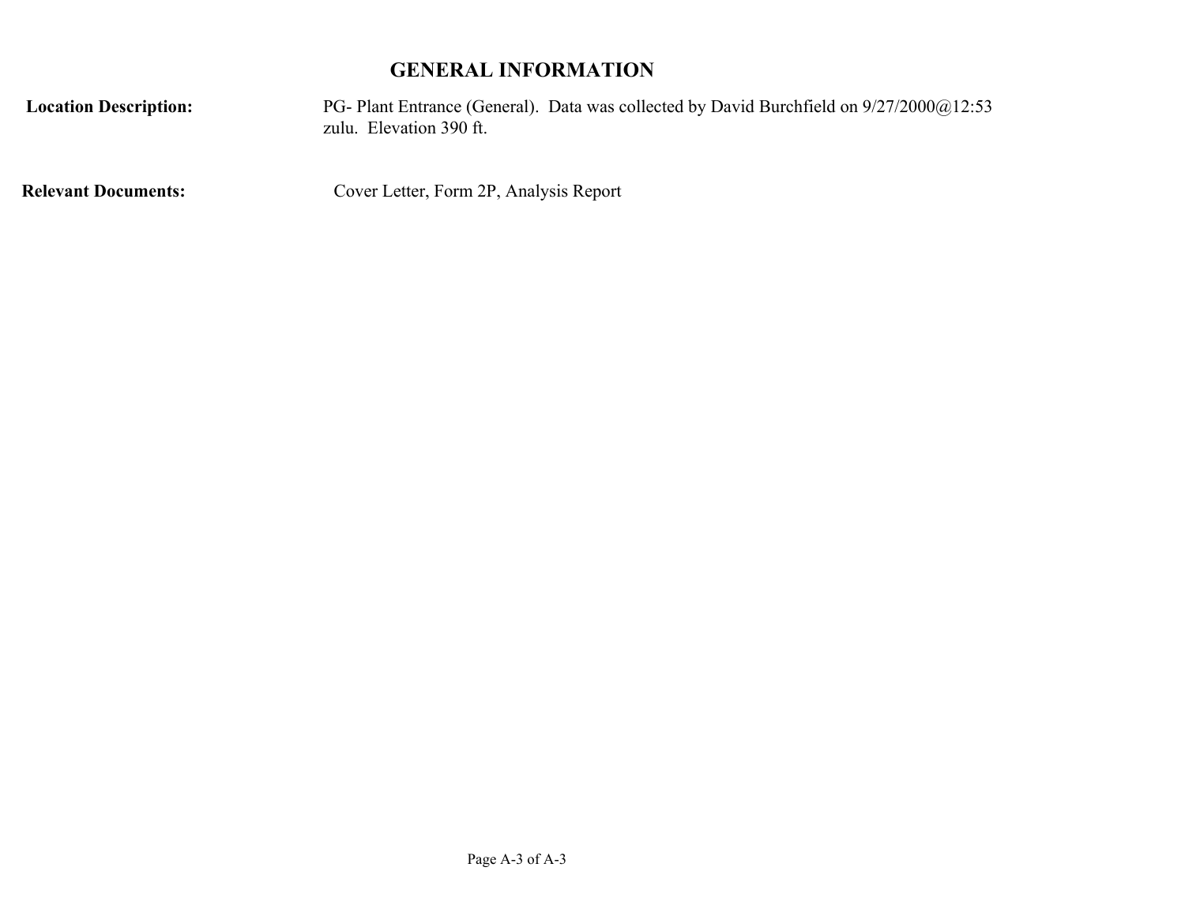## GENERAL INFORMATION

**Location Description:** PG- Plant Entrance (General). Data was collected by David Burchfield on 9/27/2000@12:53 zulu. Elevation 390 ft.

**Relevant Documents:** Cover Letter, Form 2P, Analysis Report